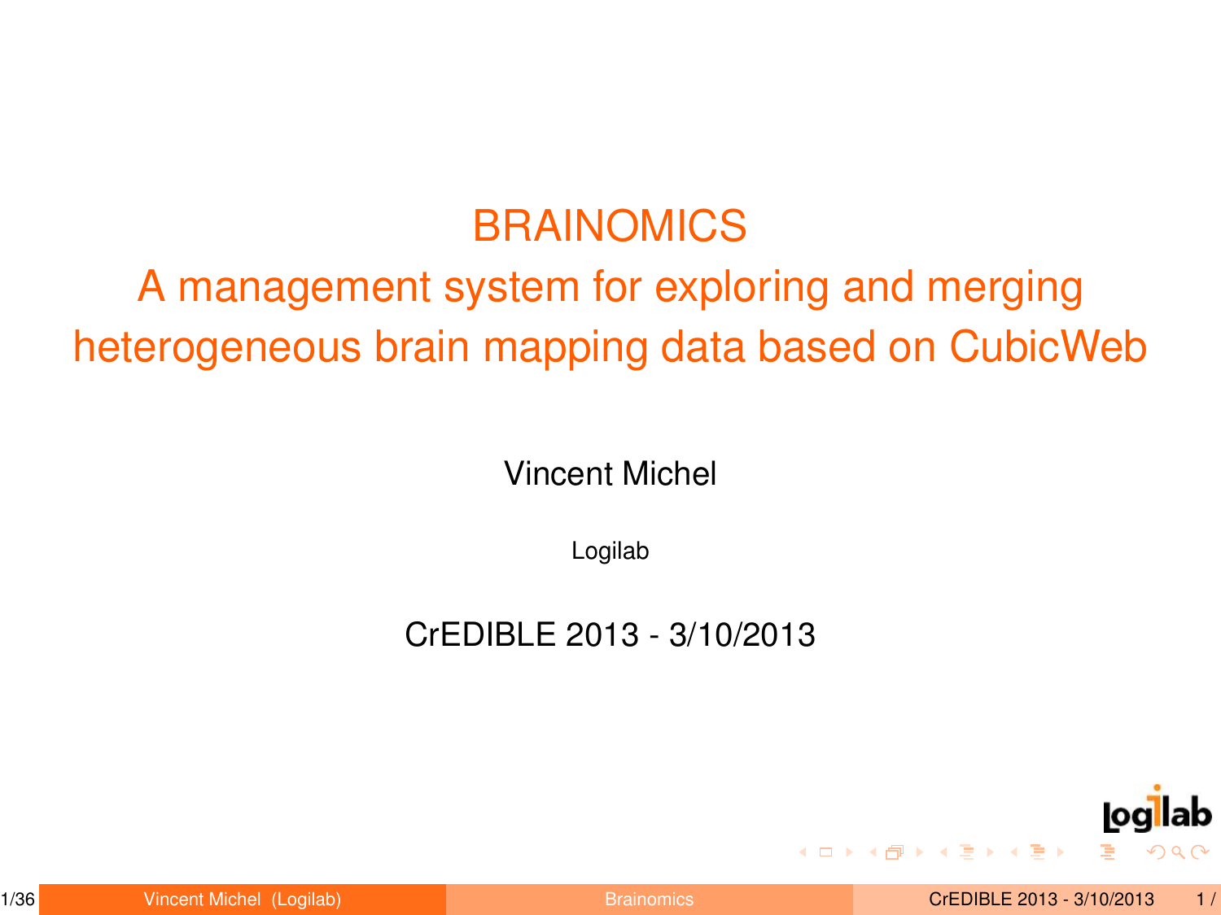# BRAINOMICS

## A management system for exploring and merging heterogeneous brain mapping data based on CubicWeb

Vincent Michel

Logilab

CrEDIBLE 2013 - 3/10/2013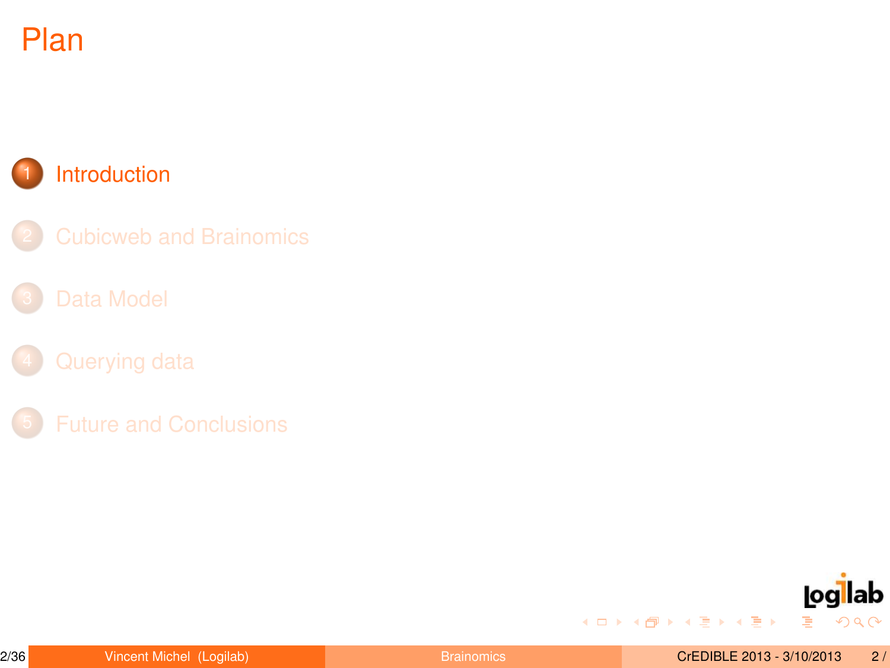# Plan

1. Introduction
2. Cubicweb and Brainomics
3. Data Model
4. Querying data
5. Future and Conclusions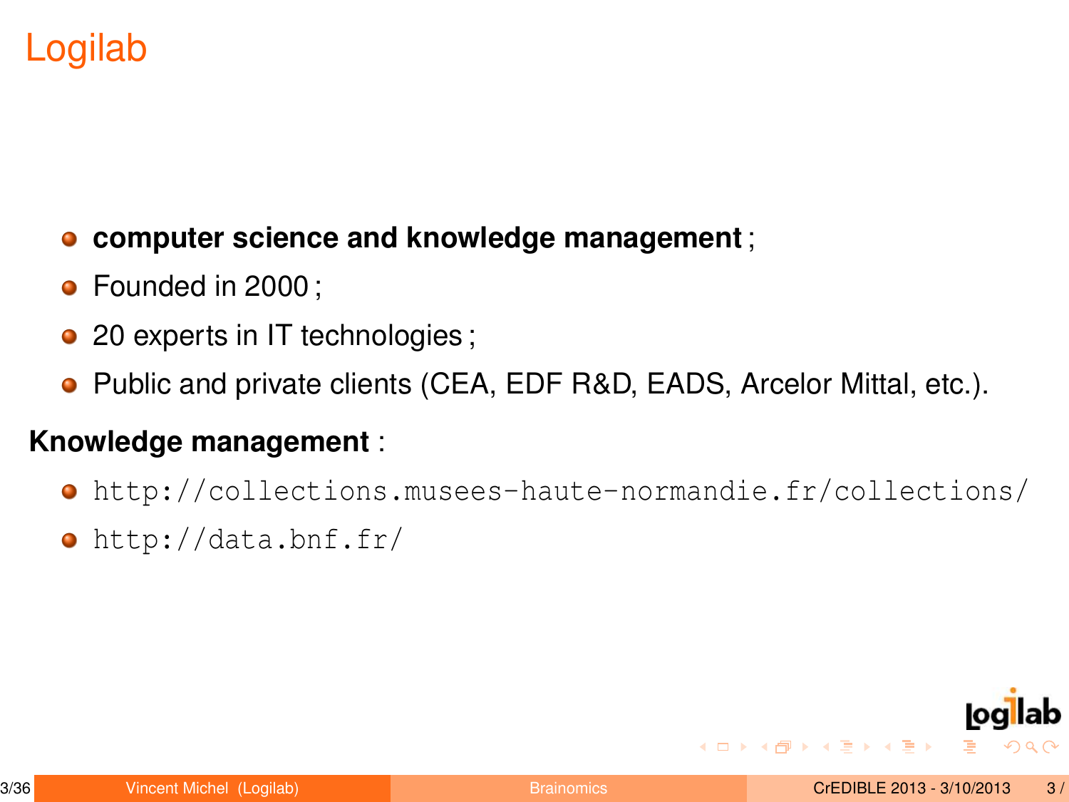# Logilab

- **computer science and knowledge management** ;
- Founded in 2000 ;
- 20 experts in IT technologies ;
- Public and private clients (CEA, EDF R&D, EADS, Arcelor Mittal, etc.).

**Knowledge management** :

- `http://collections.musees-haute-normandie.fr/collections/`
- `http://data.bnf.fr/`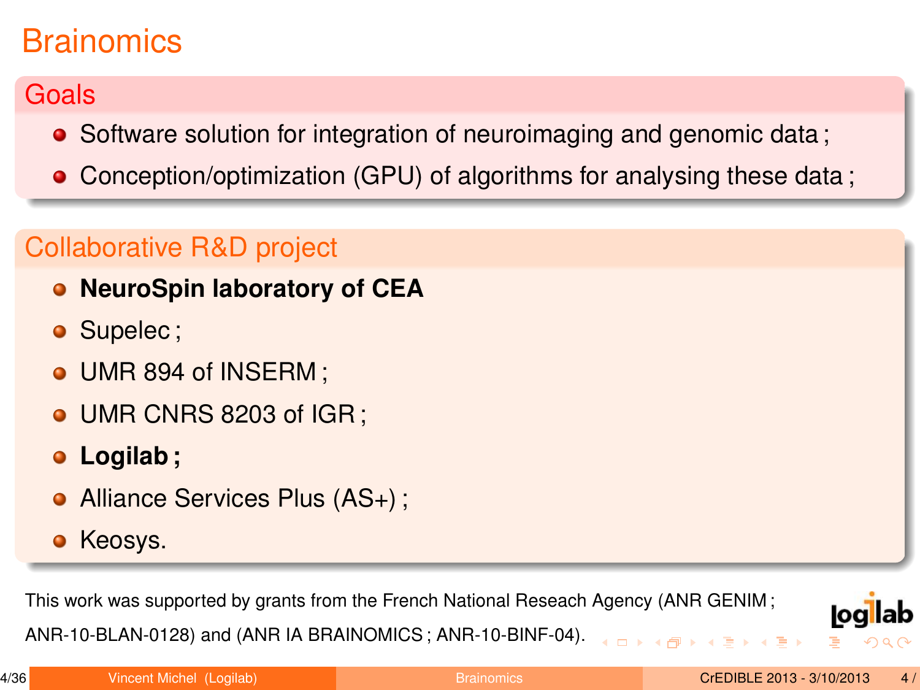# Brainomics

## Goals

- Software solution for integration of neuroimaging and genomic data ;
- Conception/optimization (GPU) of algorithms for analysing these data ;

## Collaborative R&D project

- **NeuroSpin laboratory of CEA**
- Supelec ;
- UMR 894 of INSERM ;
- UMR CNRS 8203 of IGR ;
- **Logilab ;**
- Alliance Services Plus (AS+) ;
- Keosys.

This work was supported by grants from the French National Reseach Agency (ANR GENIM ; ANR-10-BLAN-0128) and (ANR IA BRAINOMICS ; ANR-10-BINF-04).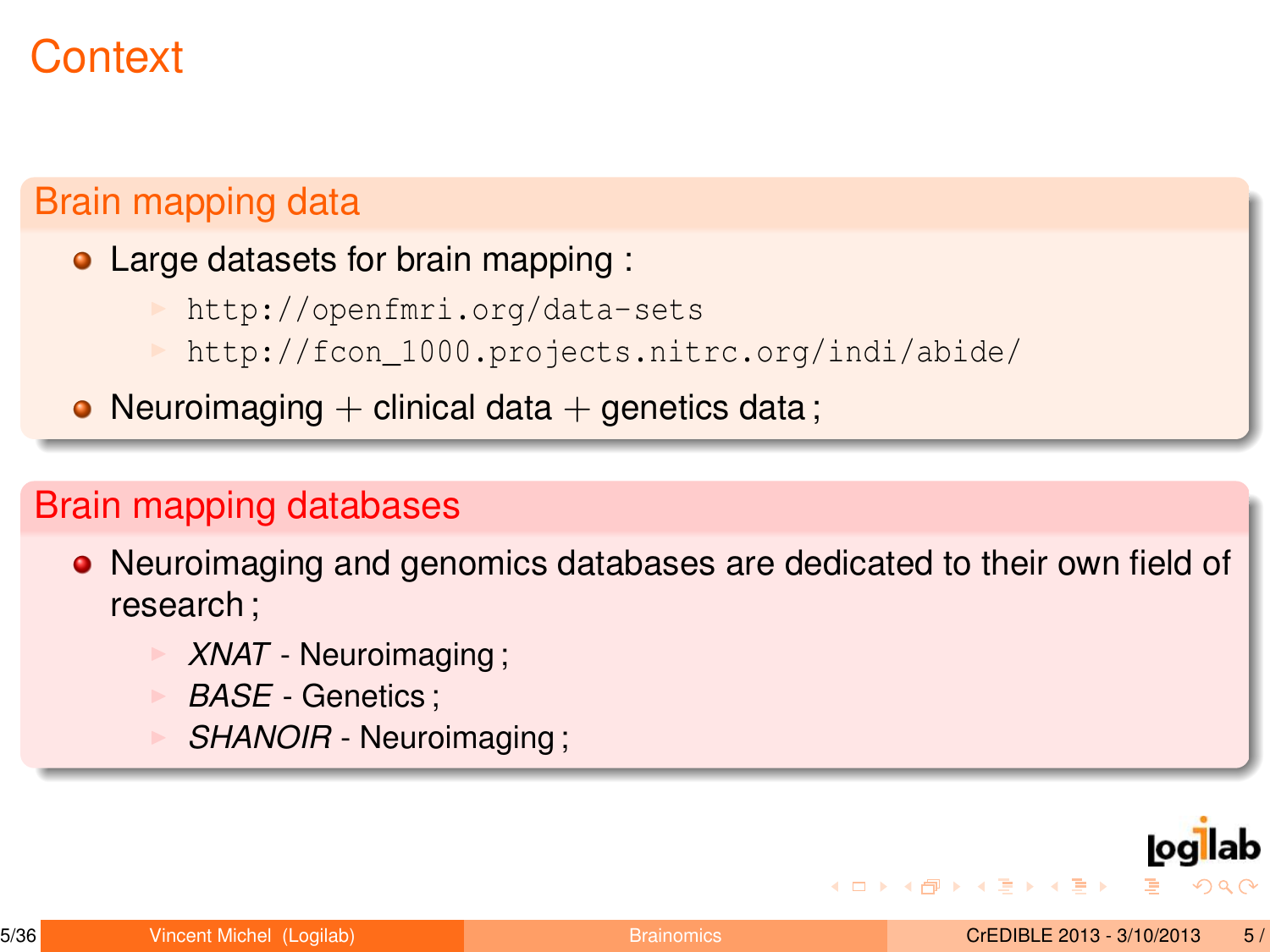# Context

## Brain mapping data

- Large datasets for brain mapping :
  - http://openfmri.org/data-sets
  - http://fcon_1000.projects.nitrc.org/indi/abide/
- Neuroimaging + clinical data + genetics data ;

## Brain mapping databases

- Neuroimaging and genomics databases are dedicated to their own field of research ;
  - *XNAT* - Neuroimaging ;
  - *BASE* - Genetics ;
  - *SHANOIR* - Neuroimaging ;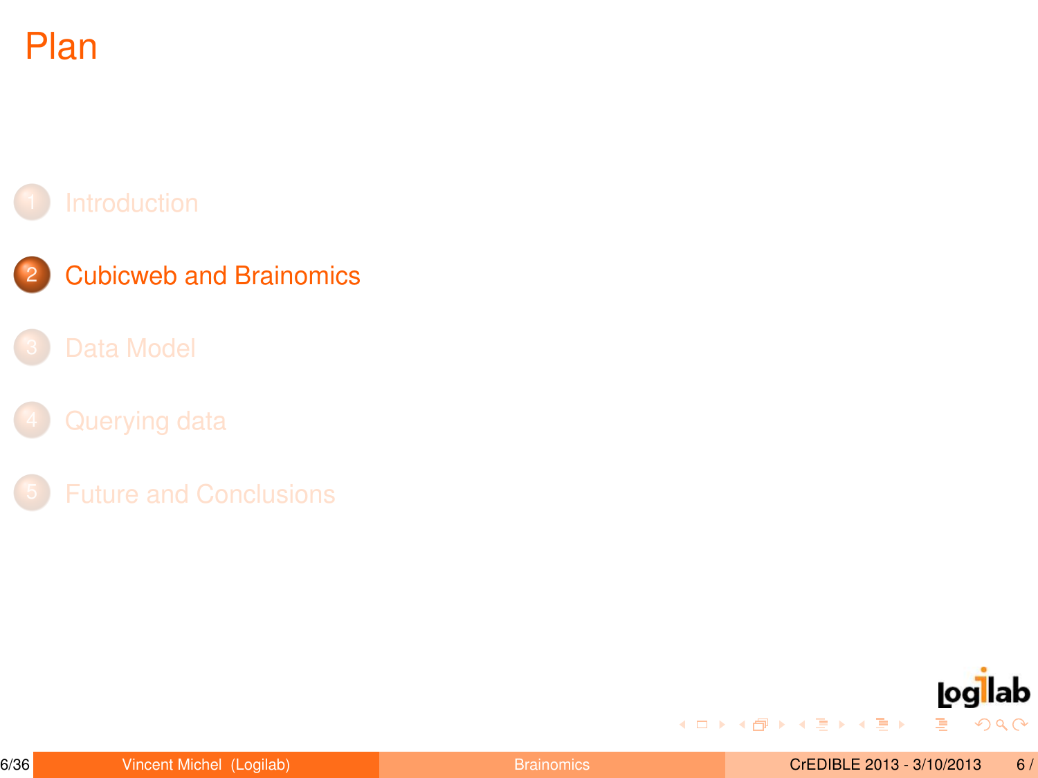# Plan

1. Introduction
2. **Cubicweb and Brainomics**
3. Data Model
4. Querying data
5. Future and Conclusions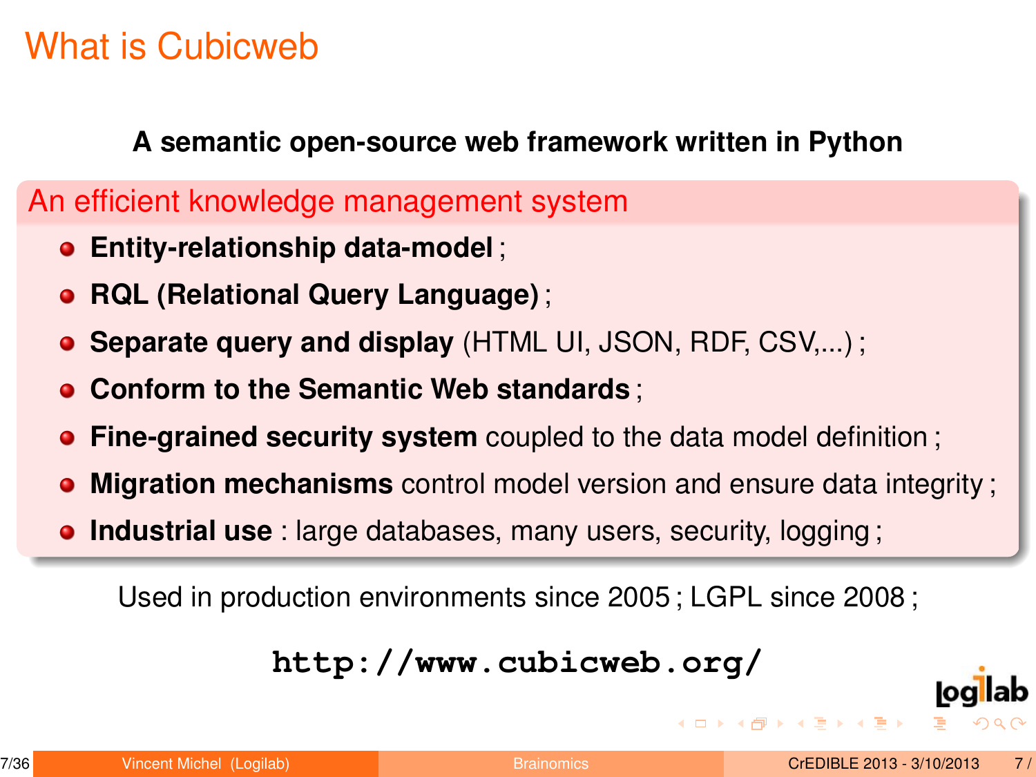# What is Cubicweb

**A semantic open-source web framework written in Python**

## An efficient knowledge management system

- **Entity-relationship data-model** ;
- **RQL (Relational Query Language)** ;
- **Separate query and display** (HTML UI, JSON, RDF, CSV,...) ;
- **Conform to the Semantic Web standards** ;
- **Fine-grained security system** coupled to the data model definition ;
- **Migration mechanisms** control model version and ensure data integrity ;
- **Industrial use** : large databases, many users, security, logging ;

Used in production environments since 2005 ; LGPL since 2008 ;

**http://www.cubicweb.org/**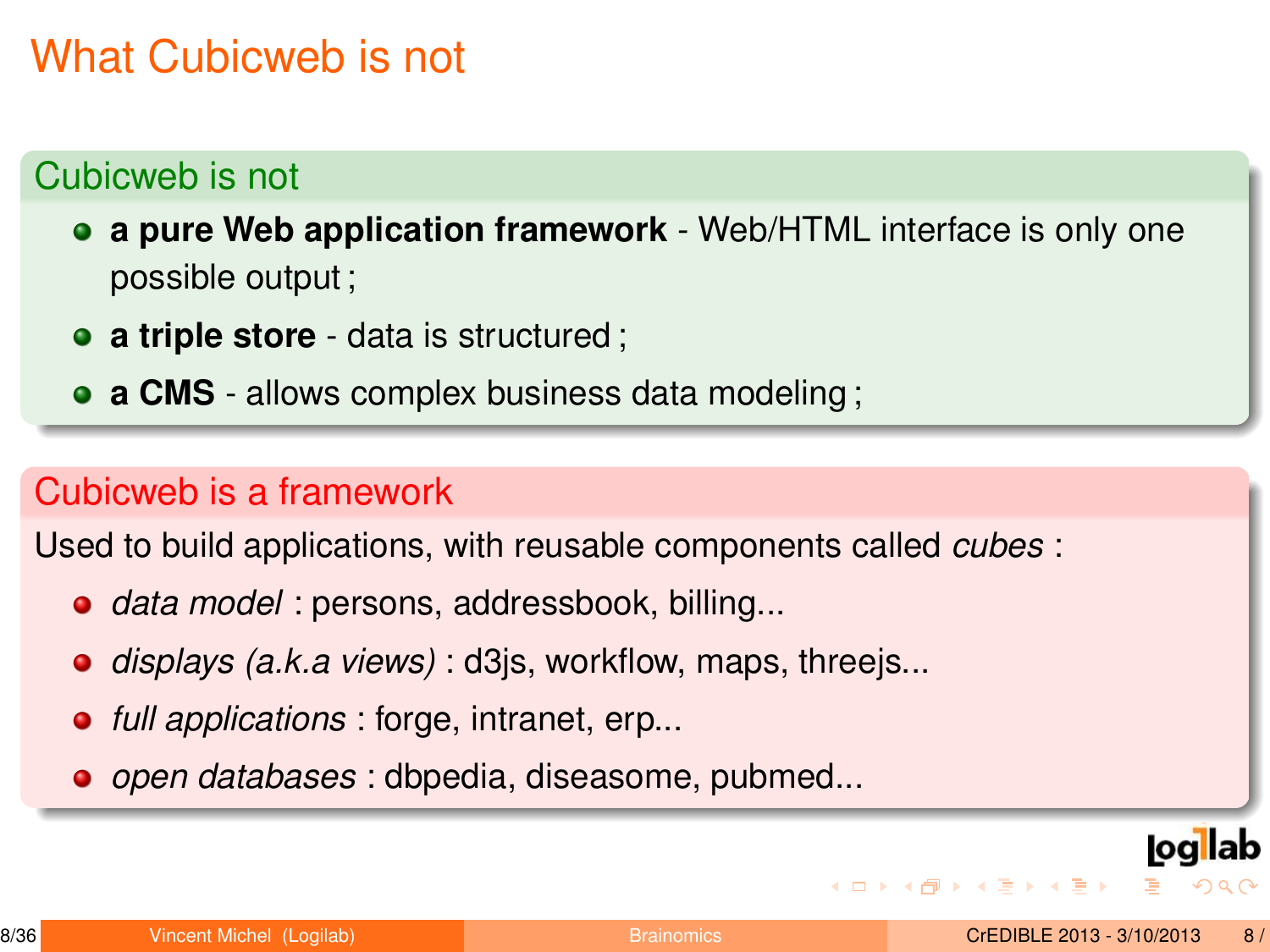# What Cubicweb is not

## Cubicweb is not

- **a pure Web application framework** - Web/HTML interface is only one possible output ;
- **a triple store** - data is structured ;
- **a CMS** - allows complex business data modeling ;

## Cubicweb is a framework

Used to build applications, with reusable components called *cubes* :

- *data model* : persons, addressbook, billing...
- *displays (a.k.a views)* : d3js, workflow, maps, threejs...
- *full applications* : forge, intranet, erp...
- *open databases* : dbpedia, diseasome, pubmed...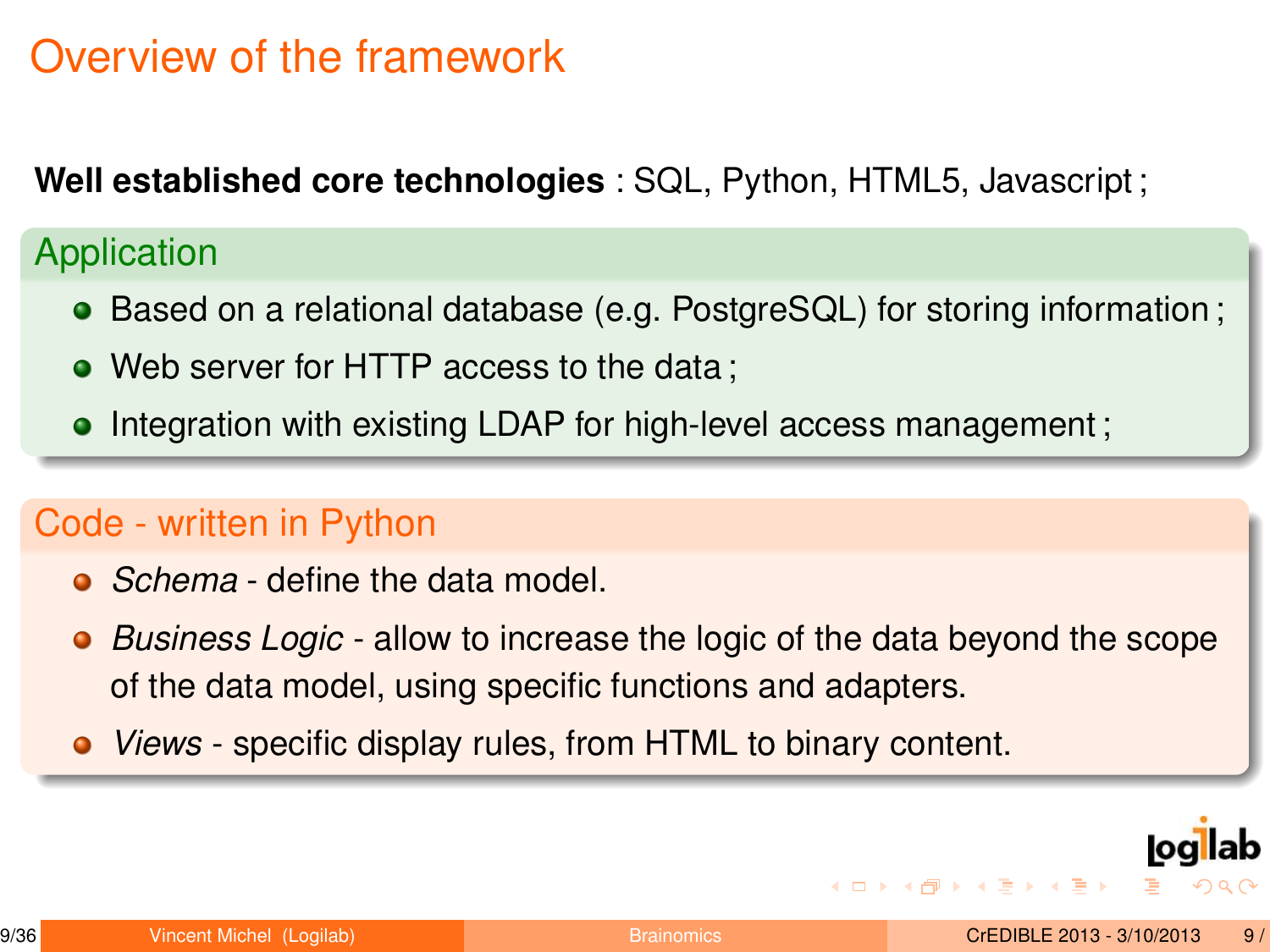# Overview of the framework

**Well established core technologies** : SQL, Python, HTML5, Javascript ;

## Application

- Based on a relational database (e.g. PostgreSQL) for storing information ;
- Web server for HTTP access to the data ;
- Integration with existing LDAP for high-level access management ;

## Code - written in Python

- *Schema* - define the data model.
- *Business Logic* - allow to increase the logic of the data beyond the scope of the data model, using specific functions and adapters.
- *Views* - specific display rules, from HTML to binary content.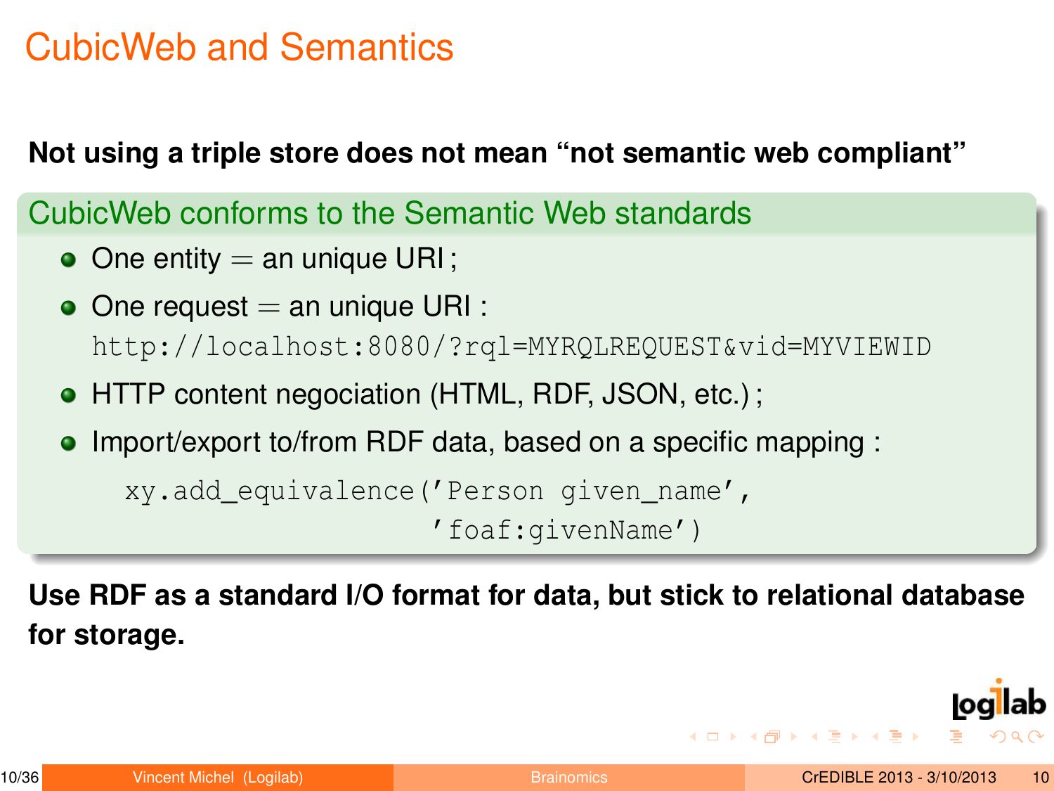# CubicWeb and Semantics

**Not using a triple store does not mean “not semantic web compliant”**

### CubicWeb conforms to the Semantic Web standards

- One entity = an unique URI ;
- One request = an unique URI :
  `http://localhost:8080/?rql=MYRQLREQUEST&vid=MYVIEWID`
- HTTP content negociation (HTML, RDF, JSON, etc.) ;
- Import/export to/from RDF data, based on a specific mapping :

```
xy.add_equivalence('Person given_name',
                   'foaf:givenName')
```

**Use RDF as a standard I/O format for data, but stick to relational database for storage.**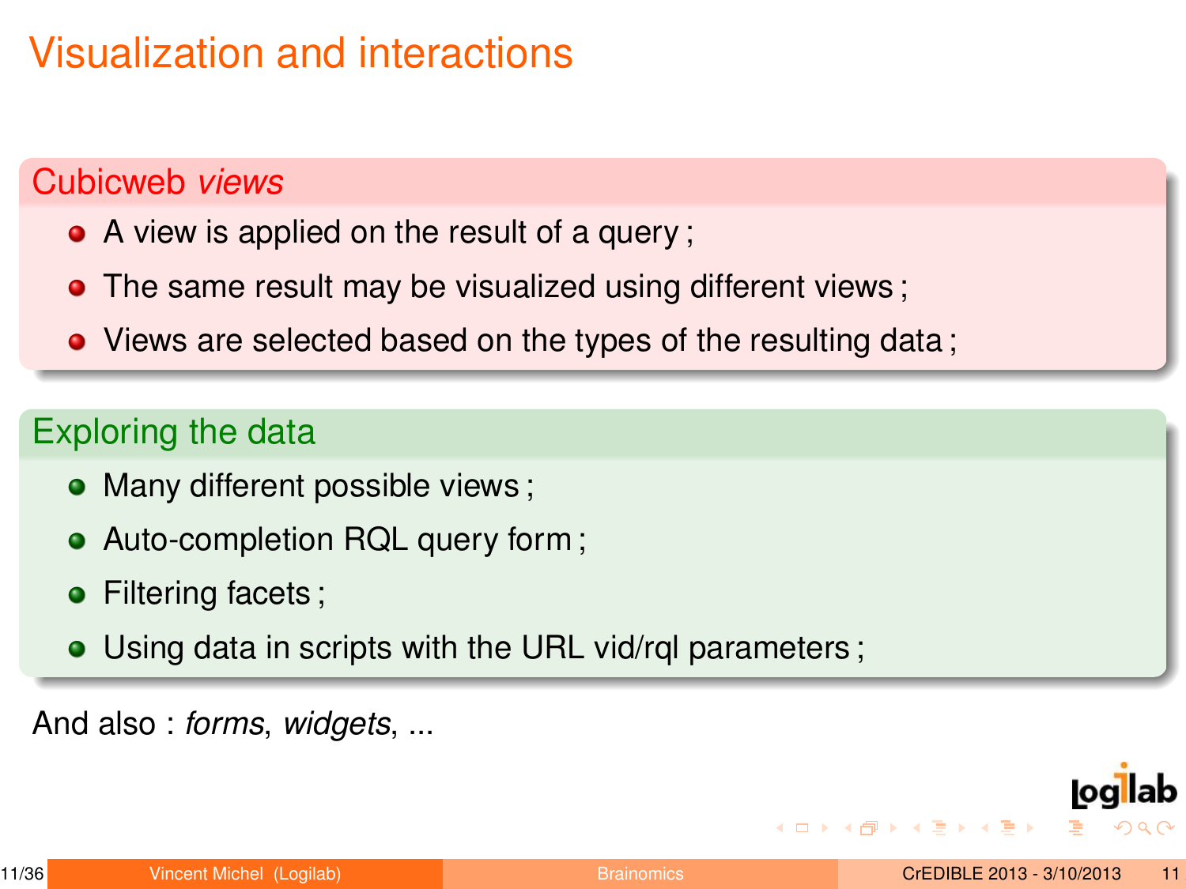# Visualization and interactions

## Cubicweb *views*

- A view is applied on the result of a query ;
- The same result may be visualized using different views ;
- Views are selected based on the types of the resulting data ;

## Exploring the data

- Many different possible views ;
- Auto-completion RQL query form ;
- Filtering facets ;
- Using data in scripts with the URL vid/rql parameters ;

And also : *forms*, *widgets*, ...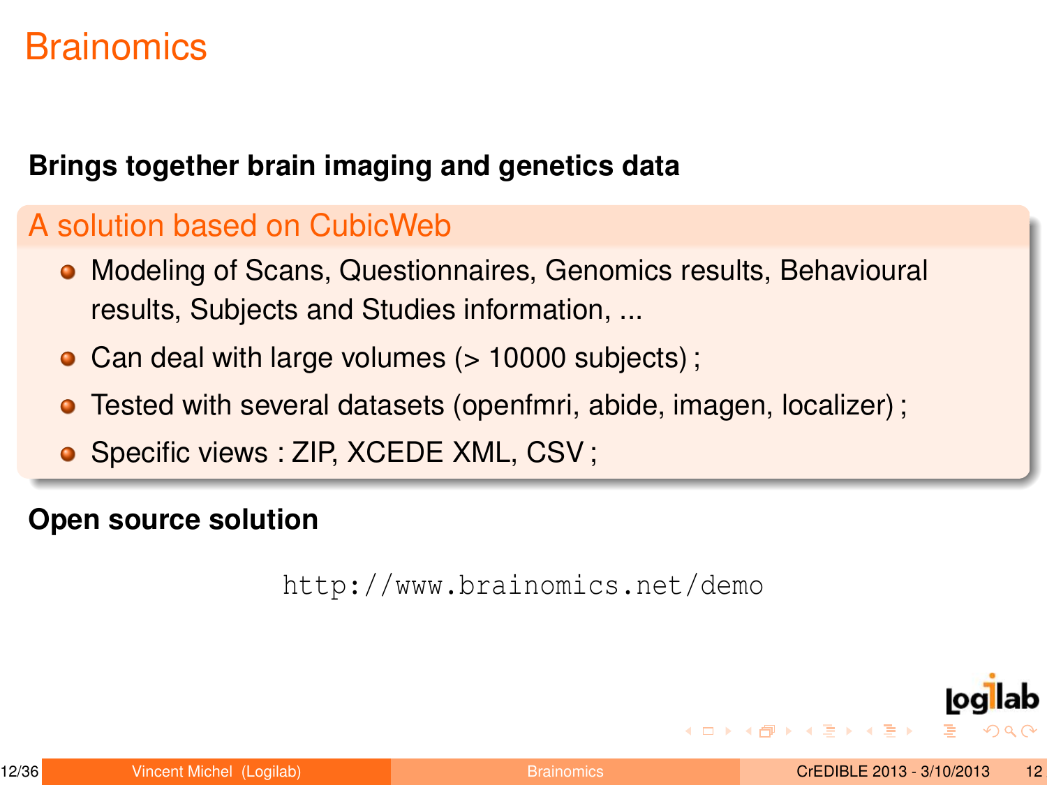# Brainomics

**Brings together brain imaging and genetics data**

### A solution based on CubicWeb

- Modeling of Scans, Questionnaires, Genomics results, Behavioural results, Subjects and Studies information, ...
- Can deal with large volumes (> 10000 subjects) ;
- Tested with several datasets (openfmri, abide, imagen, localizer) ;
- Specific views : ZIP, XCEDE XML, CSV ;

**Open source solution**

`http://www.brainomics.net/demo`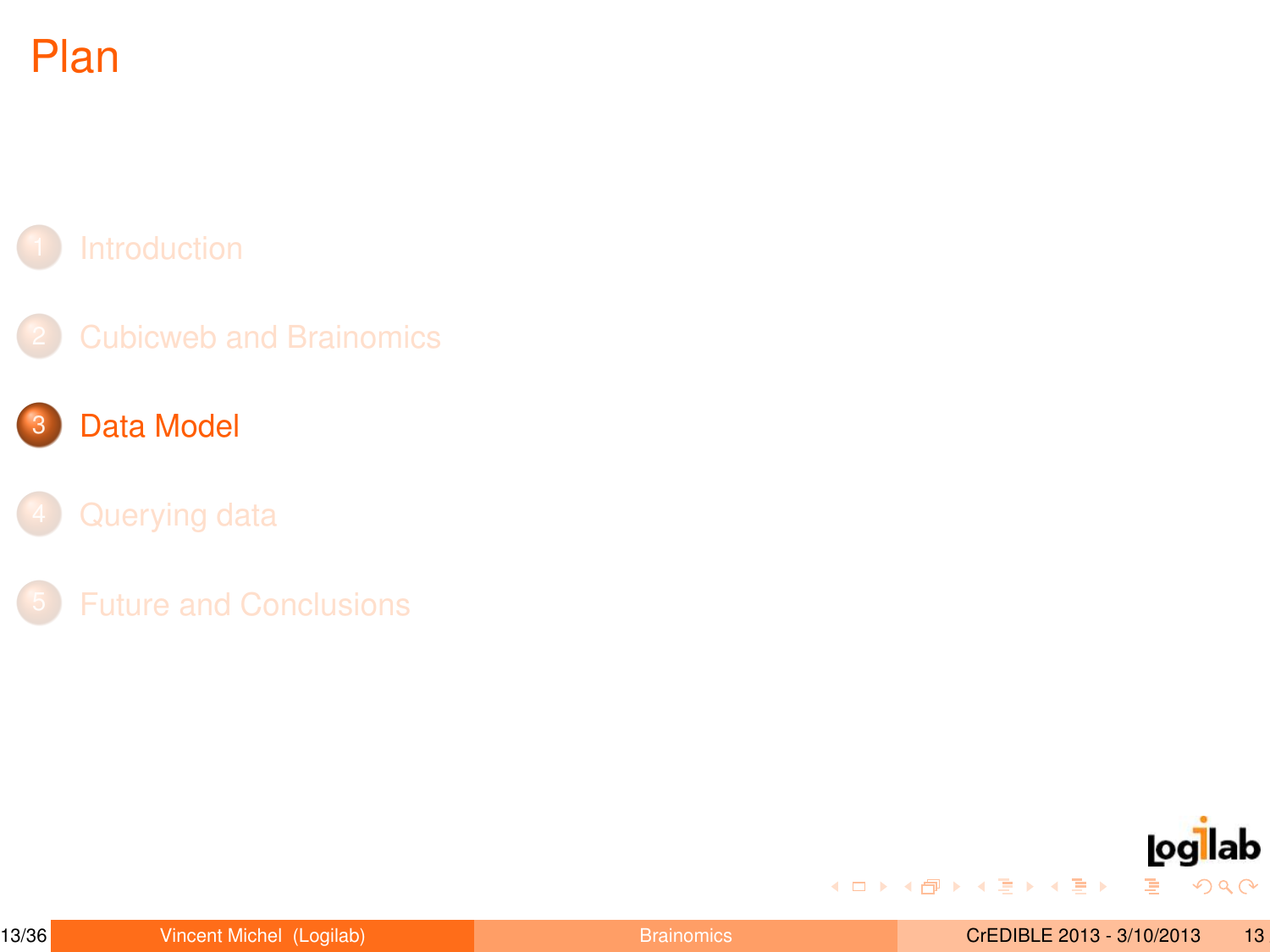# Plan

1. Introduction
2. Cubicweb and Brainomics
3. Data Model
4. Querying data
5. Future and Conclusions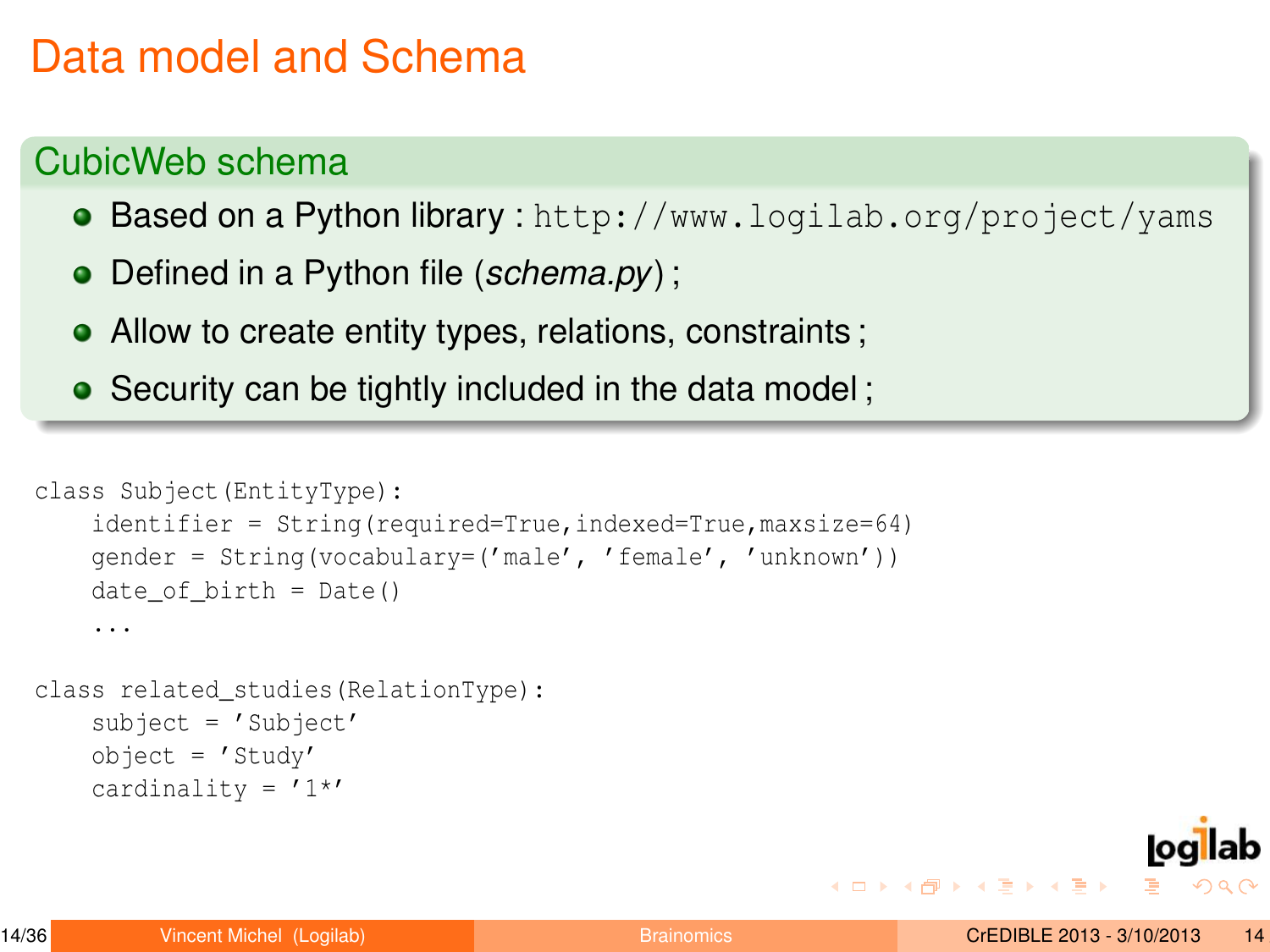# Data model and Schema

## CubicWeb schema

- Based on a Python library : `http://www.logilab.org/project/yams`
- Defined in a Python file (*schema.py*) ;
- Allow to create entity types, relations, constraints ;
- Security can be tightly included in the data model ;

```
class Subject(EntityType):
    identifier = String(required=True,indexed=True,maxsize=64)
    gender = String(vocabulary=('male', 'female', 'unknown'))
    date_of_birth = Date()
    ...

class related_studies(RelationType):
    subject = 'Subject'
    object = 'Study'
    cardinality = '1*'
```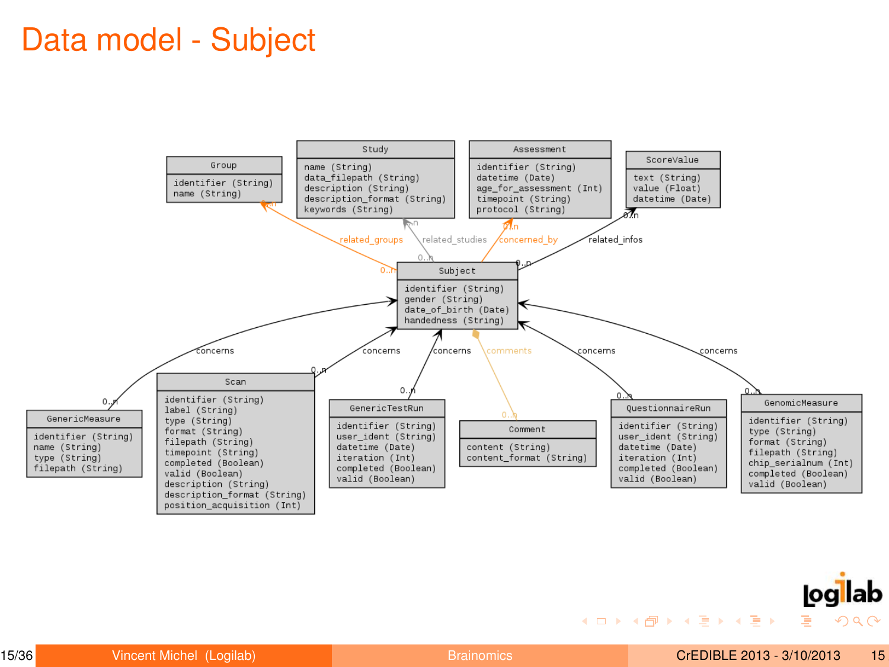# Data model - Subject

**Group**
- identifier (String)
- name (String)

**Study**
- name (String)
- data_filepath (String)
- description (String)
- description_format (String)
- keywords (String)

**Assessment**
- identifier (String)
- datetime (Date)
- age_for_assessment (Int)
- timepoint (String)
- protocol (String)

**ScoreValue**
- text (String)
- value (Float)
- datetime (Date)

**Subject**
- identifier (String)
- gender (String)
- date_of_birth (Date)
- handedness (String)

**GenericMeasure**
- identifier (String)
- name (String)
- type (String)
- filepath (String)

**Scan**
- identifier (String)
- label (String)
- type (String)
- format (String)
- filepath (String)
- timepoint (String)
- completed (Boolean)
- valid (Boolean)
- description (String)
- description_format (String)
- position_acquisition (Int)

**GenericTestRun**
- identifier (String)
- user_ident (String)
- datetime (Date)
- iteration (Int)
- completed (Boolean)
- valid (Boolean)

**Comment**
- content (String)
- content_format (String)

**QuestionnaireRun**
- identifier (String)
- user_ident (String)
- datetime (Date)
- iteration (Int)
- completed (Boolean)
- valid (Boolean)

**GenomicMeasure**
- identifier (String)
- type (String)
- format (String)
- filepath (String)
- chip_serialnum (Int)
- completed (Boolean)
- valid (Boolean)

Relations:
- Subject → Group: related_groups (0..n / 0..n)
- Subject → Study: related_studies (0..n / 0..n)
- Subject → Assessment: concerned_by (0..n / 0..n)
- Subject → ScoreValue: related_infos (0..n / 0..n)
- GenericMeasure → Subject: concerns (0..n)
- Scan → Subject: concerns (0..n)
- GenericTestRun → Subject: concerns (0..n)
- Comment → Subject: comments (0..n)
- QuestionnaireRun → Subject: concerns (0..n)
- GenomicMeasure → Subject: concerns (0..n)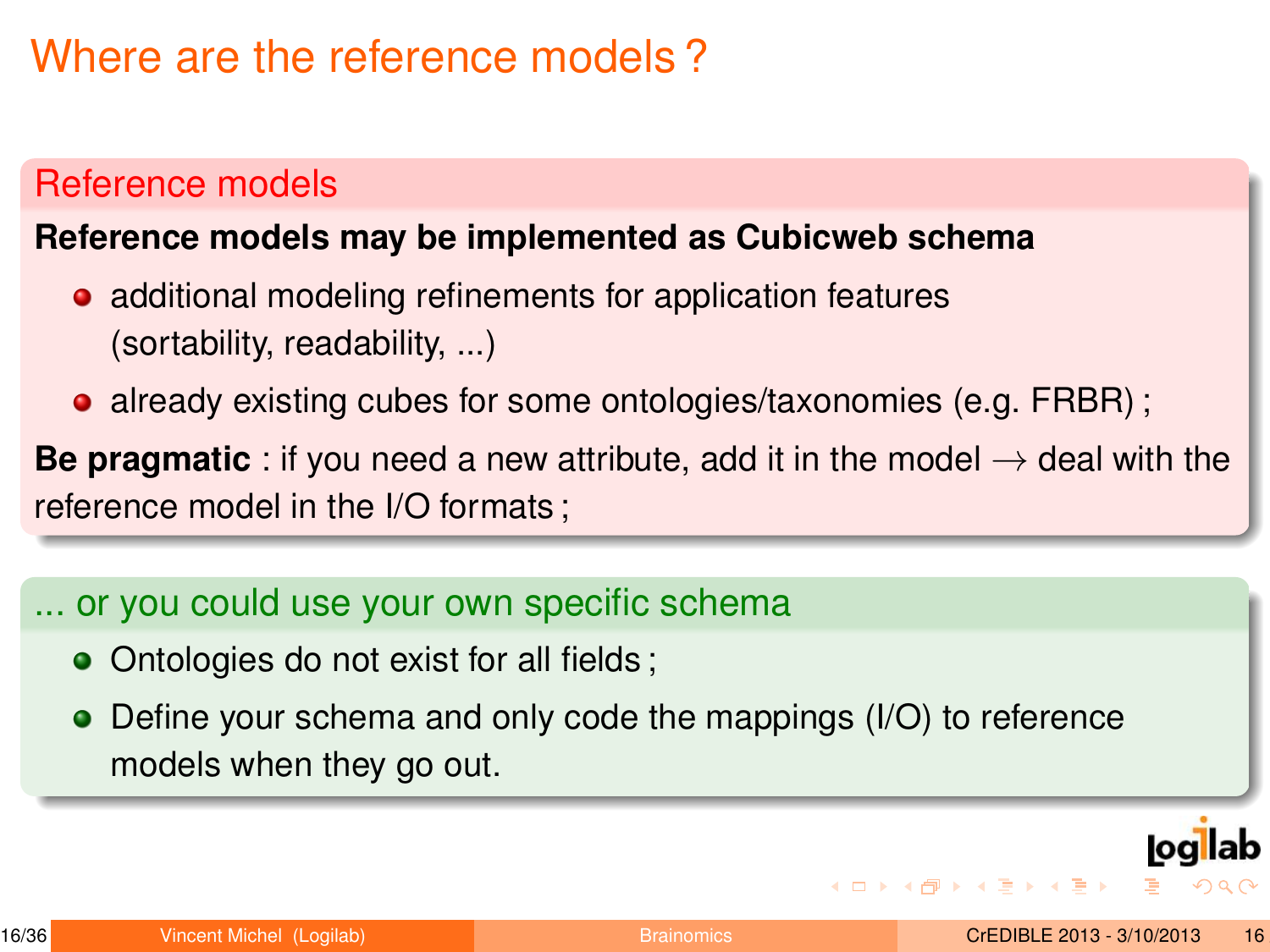# Where are the reference models ?

## Reference models

**Reference models may be implemented as Cubicweb schema**

- additional modeling refinements for application features (sortability, readability, ...)
- already existing cubes for some ontologies/taxonomies (e.g. FRBR) ;

**Be pragmatic** : if you need a new attribute, add it in the model → deal with the reference model in the I/O formats ;

## ... or you could use your own specific schema

- Ontologies do not exist for all fields ;
- Define your schema and only code the mappings (I/O) to reference models when they go out.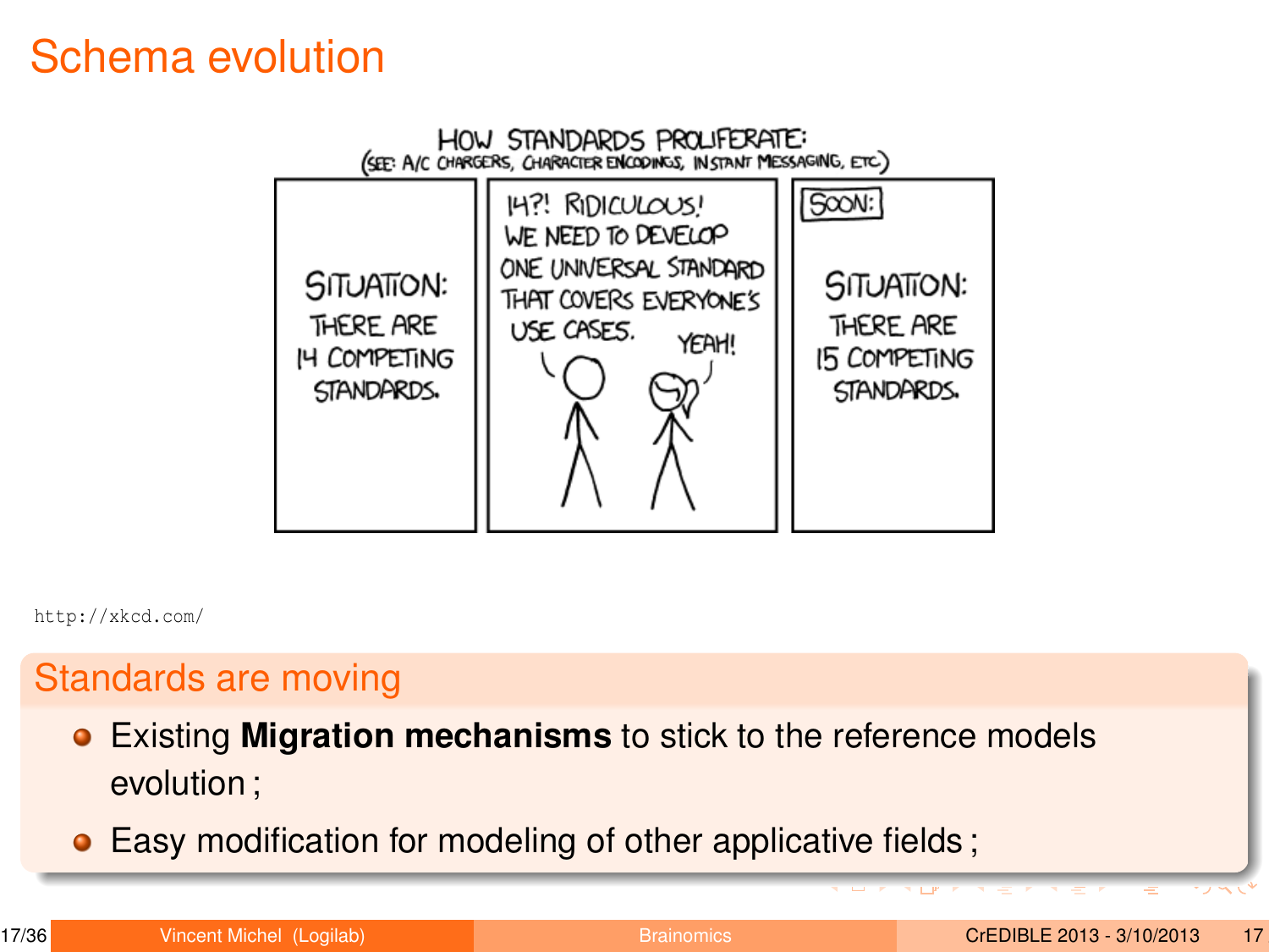# Schema evolution

HOW STANDARDS PROLIFERATE:
(SEE: A/C CHARGERS, CHARACTER ENCODINGS, INSTANT MESSAGING, ETC)

SITUATION: THERE ARE 14 COMPETING STANDARDS.

14?! RIDICULOUS! WE NEED TO DEVELOP ONE UNIVERSAL STANDARD THAT COVERS EVERYONE'S USE CASES. YEAH!

SOON: SITUATION: THERE ARE 15 COMPETING STANDARDS.

http://xkcd.com/

## Standards are moving

- Existing **Migration mechanisms** to stick to the reference models evolution ;
- Easy modification for modeling of other applicative fields ;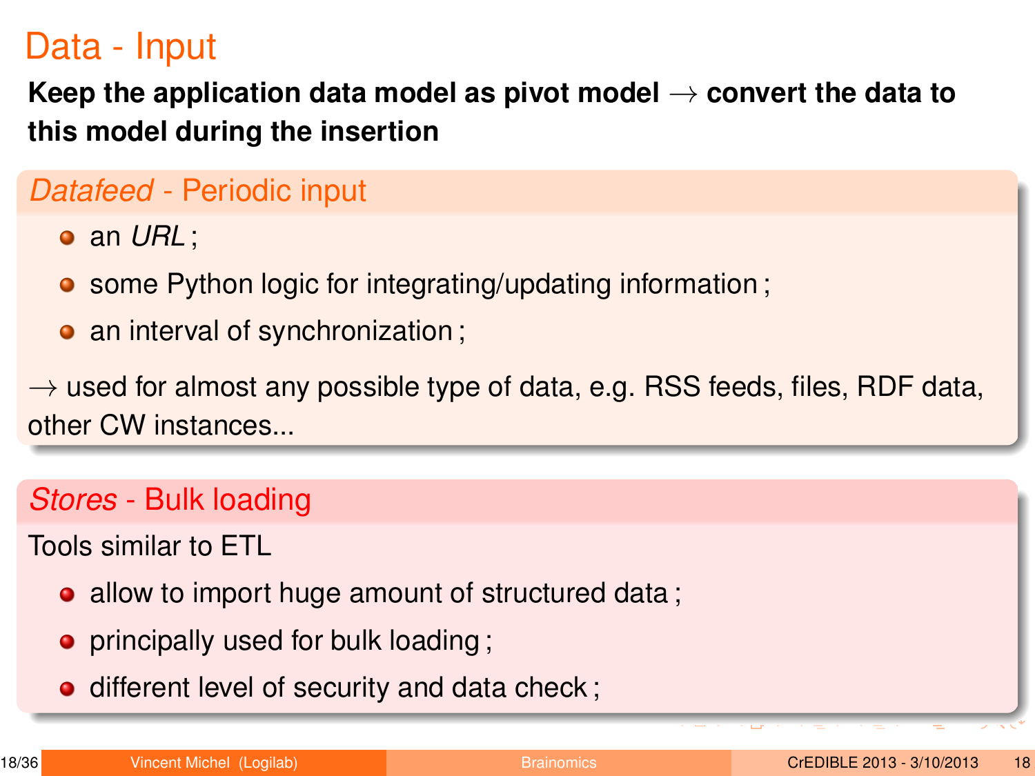# Data - Input

**Keep the application data model as pivot model → convert the data to this model during the insertion**

## *Datafeed* - Periodic input

- an *URL* ;
- some Python logic for integrating/updating information ;
- an interval of synchronization ;

→ used for almost any possible type of data, e.g. RSS feeds, files, RDF data, other CW instances...

## *Stores* - Bulk loading

Tools similar to ETL

- allow to import huge amount of structured data ;
- principally used for bulk loading ;
- different level of security and data check ;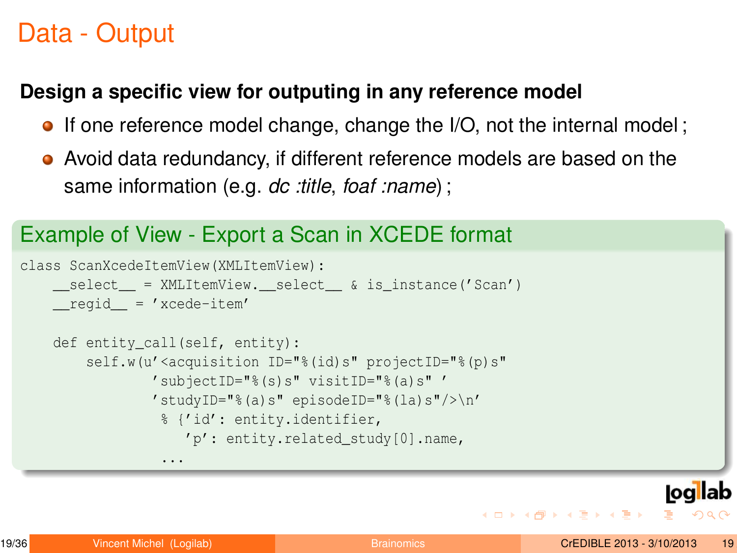# Data - Output

**Design a specific view for outputing in any reference model**

- If one reference model change, change the I/O, not the internal model ;
- Avoid data redundancy, if different reference models are based on the same information (e.g. *dc :title*, *foaf :name*) ;

## Example of View - Export a Scan in XCEDE format

```
class ScanXcedeItemView(XMLItemView):
    __select__ = XMLItemView.__select__ & is_instance('Scan')
    __regid__ = 'xcede-item'

    def entity_call(self, entity):
        self.w(u'<acquisition ID="%(id)s" projectID="%(p)s"
                'subjectID="%(s)s" visitID="%(a)s" '
                'studyID="%(a)s" episodeID="%(la)s"/>\n'
                 % {'id': entity.identifier,
                    'p': entity.related_study[0].name,
                 ...
```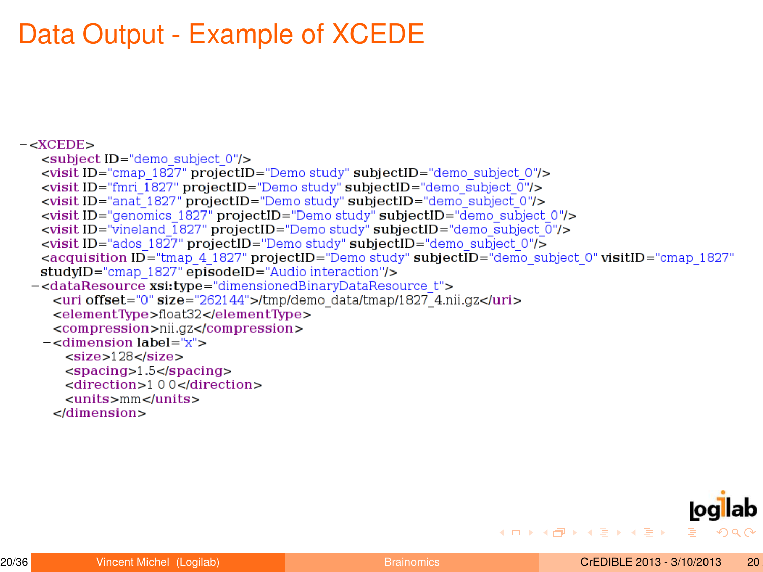# Data Output - Example of XCEDE

```
-<XCEDE>
  <subject ID="demo_subject_0"/>
  <visit ID="cmap_1827" projectID="Demo study" subjectID="demo_subject_0"/>
  <visit ID="fmri_1827" projectID="Demo study" subjectID="demo_subject_0"/>
  <visit ID="anat_1827" projectID="Demo study" subjectID="demo_subject_0"/>
  <visit ID="genomics_1827" projectID="Demo study" subjectID="demo_subject_0"/>
  <visit ID="vineland_1827" projectID="Demo study" subjectID="demo_subject_0"/>
  <visit ID="ados_1827" projectID="Demo study" subjectID="demo_subject_0"/>
  <acquisition ID="tmap_4_1827" projectID="Demo study" subjectID="demo_subject_0" visitID="cmap_1827"
  studyID="cmap_1827" episodeID="Audio interaction"/>
 -<dataResource xsi:type="dimensionedBinaryDataResource_t">
    <uri offset="0" size="262144">/tmp/demo_data/tmap/1827_4.nii.gz</uri>
    <elementType>float32</elementType>
    <compression>nii.gz</compression>
   -<dimension label="x">
      <size>128</size>
      <spacing>1.5</spacing>
      <direction>1 0 0</direction>
      <units>mm</units>
    </dimension>
```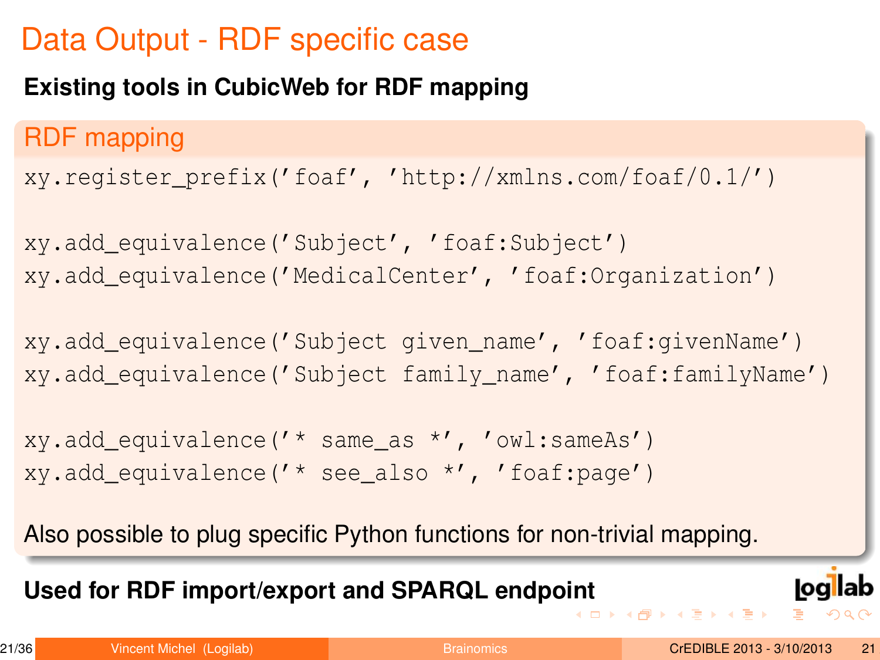# Data Output - RDF specific case

**Existing tools in CubicWeb for RDF mapping**

## RDF mapping

```
xy.register_prefix('foaf', 'http://xmlns.com/foaf/0.1/')

xy.add_equivalence('Subject', 'foaf:Subject')
xy.add_equivalence('MedicalCenter', 'foaf:Organization')

xy.add_equivalence('Subject given_name', 'foaf:givenName')
xy.add_equivalence('Subject family_name', 'foaf:familyName')

xy.add_equivalence('* same_as *', 'owl:sameAs')
xy.add_equivalence('* see_also *', 'foaf:page')
```

Also possible to plug specific Python functions for non-trivial mapping.

**Used for RDF import/export and SPARQL endpoint**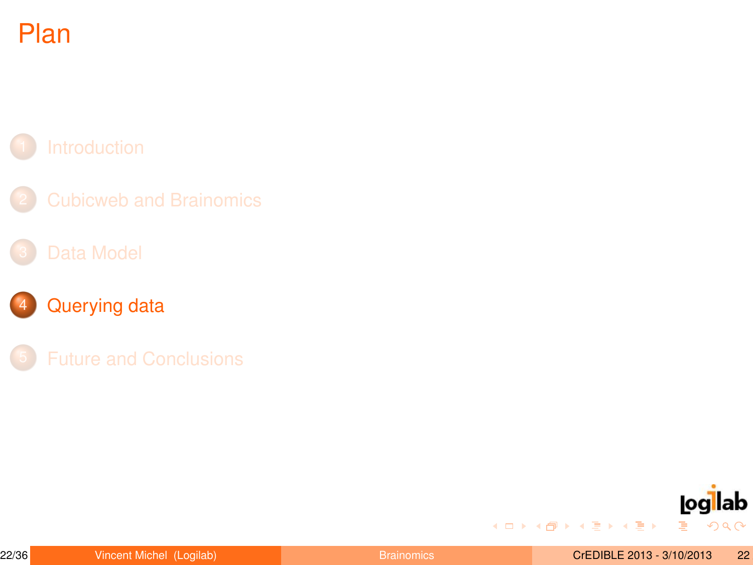# Plan

1. Introduction
2. Cubicweb and Brainomics
3. Data Model
4. Querying data
5. Future and Conclusions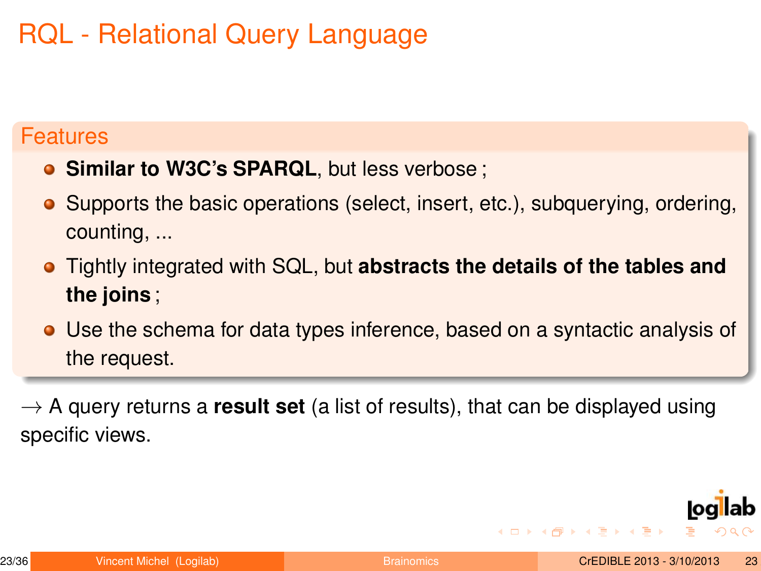# RQL - Relational Query Language

## Features

- **Similar to W3C's SPARQL**, but less verbose ;
- Supports the basic operations (select, insert, etc.), subquerying, ordering, counting, ...
- Tightly integrated with SQL, but **abstracts the details of the tables and the joins** ;
- Use the schema for data types inference, based on a syntactic analysis of the request.

$\rightarrow$ A query returns a **result set** (a list of results), that can be displayed using specific views.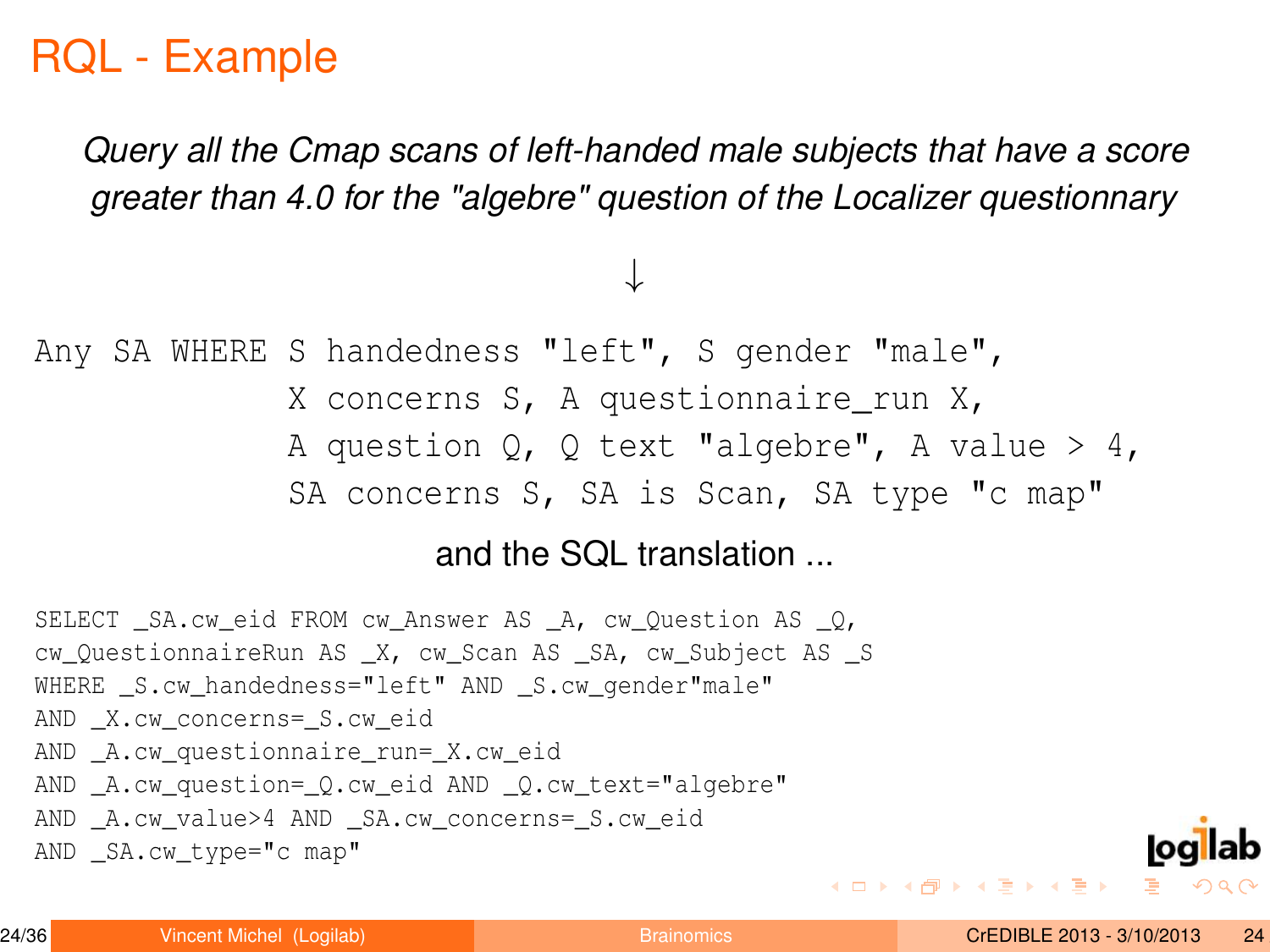# RQL - Example

*Query all the Cmap scans of left-handed male subjects that have a score greater than 4.0 for the "algebre" question of the Localizer questionnary*

↓

```
Any SA WHERE S handedness "left", S gender "male",
             X concerns S, A questionnaire_run X,
             A question Q, Q text "algebre", A value > 4,
             SA concerns S, SA is Scan, SA type "c map"
```

and the SQL translation ...

```
SELECT _SA.cw_eid FROM cw_Answer AS _A, cw_Question AS _Q,
cw_QuestionnaireRun AS _X, cw_Scan AS _SA, cw_Subject AS _S
WHERE _S.cw_handedness="left" AND _S.cw_gender"male"
AND _X.cw_concerns=_S.cw_eid
AND _A.cw_questionnaire_run=_X.cw_eid
AND _A.cw_question=_Q.cw_eid AND _Q.cw_text="algebre"
AND _A.cw_value>4 AND _SA.cw_concerns=_S.cw_eid
AND _SA.cw_type="c map"
```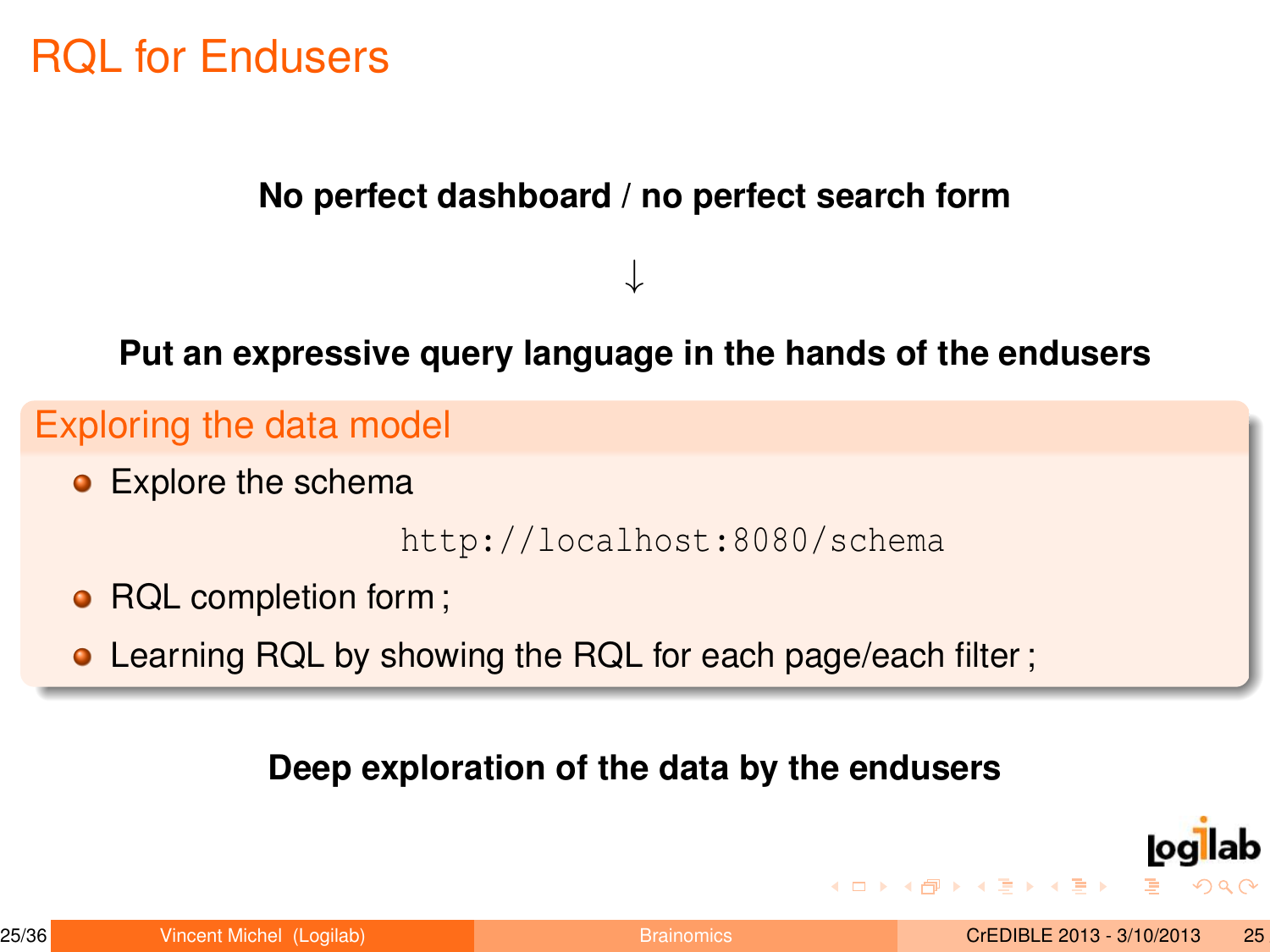# RQL for Endusers

**No perfect dashboard / no perfect search form**

$\downarrow$

**Put an expressive query language in the hands of the endusers**

## Exploring the data model

- Explore the schema

  `http://localhost:8080/schema`

- RQL completion form ;
- Learning RQL by showing the RQL for each page/each filter ;

**Deep exploration of the data by the endusers**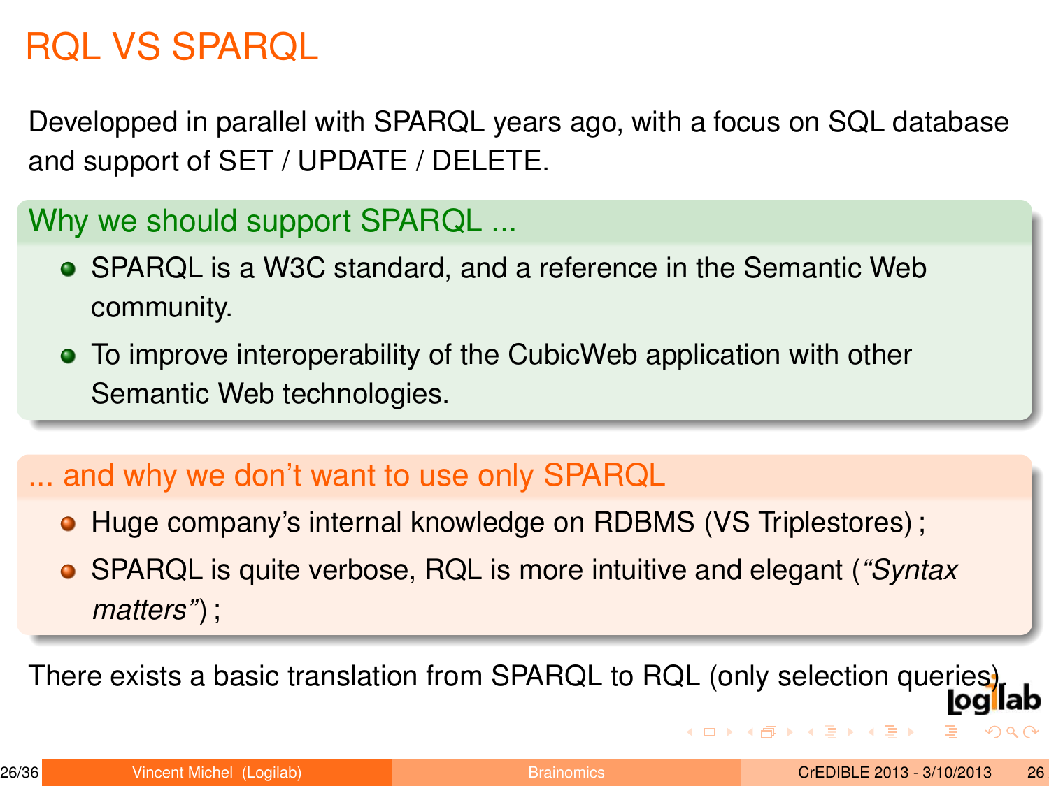# RQL VS SPARQL

Developped in parallel with SPARQL years ago, with a focus on SQL database and support of SET / UPDATE / DELETE.

## Why we should support SPARQL ...

- SPARQL is a W3C standard, and a reference in the Semantic Web community.
- To improve interoperability of the CubicWeb application with other Semantic Web technologies.

## ... and why we don't want to use only SPARQL

- Huge company's internal knowledge on RDBMS (VS Triplestores) ;
- SPARQL is quite verbose, RQL is more intuitive and elegant (*"Syntax matters"*) ;

There exists a basic translation from SPARQL to RQL (only selection queries).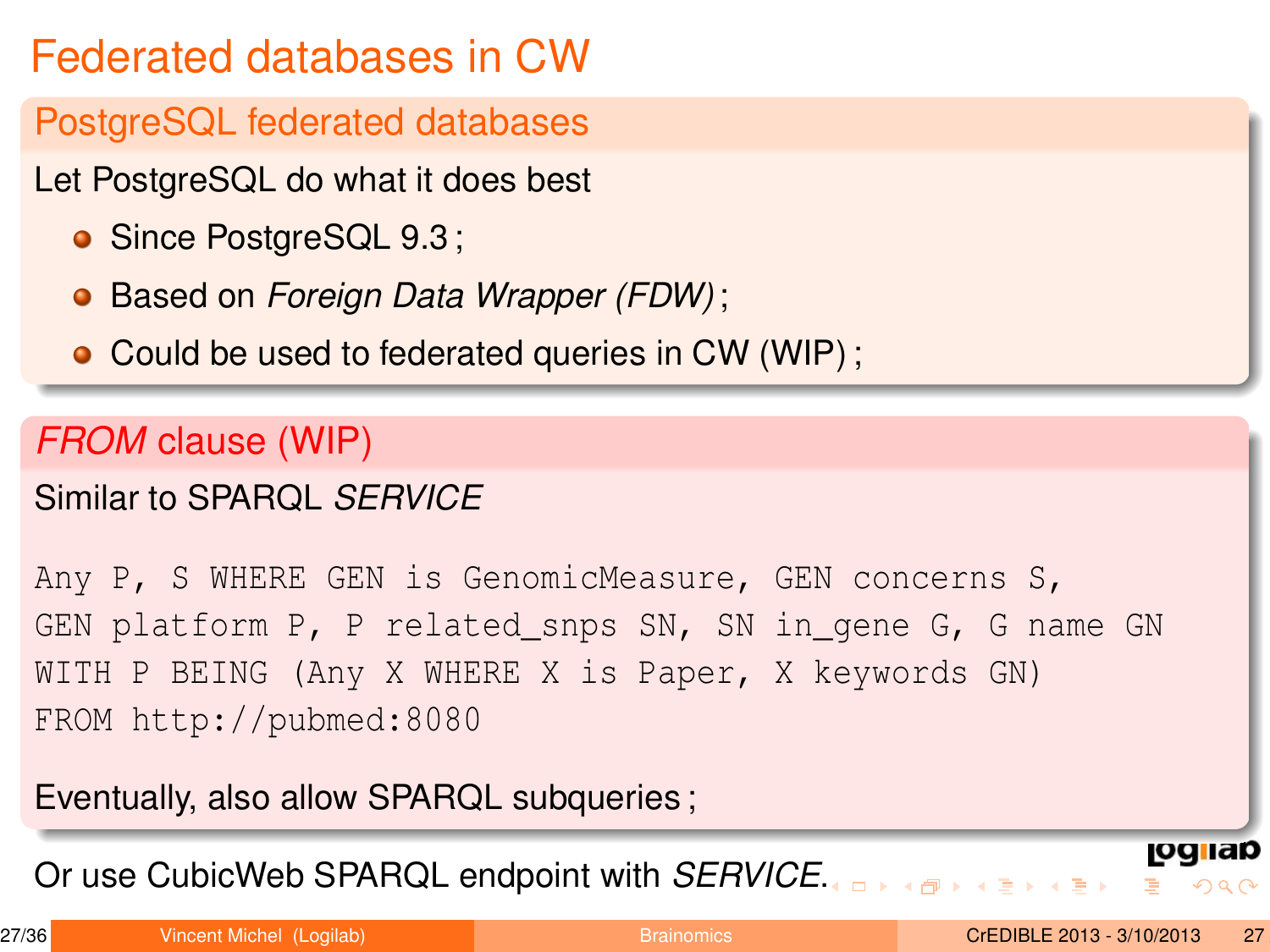# Federated databases in CW

## PostgreSQL federated databases

Let PostgreSQL do what it does best

- Since PostgreSQL 9.3 ;
- Based on *Foreign Data Wrapper (FDW)* ;
- Could be used to federated queries in CW (WIP) ;

## *FROM* clause (WIP)

Similar to SPARQL *SERVICE*

```
Any P, S WHERE GEN is GenomicMeasure, GEN concerns S,
GEN platform P, P related_snps SN, SN in_gene G, G name GN
WITH P BEING (Any X WHERE X is Paper, X keywords GN)
FROM http://pubmed:8080
```

Eventually, also allow SPARQL subqueries ;

Or use CubicWeb SPARQL endpoint with *SERVICE*.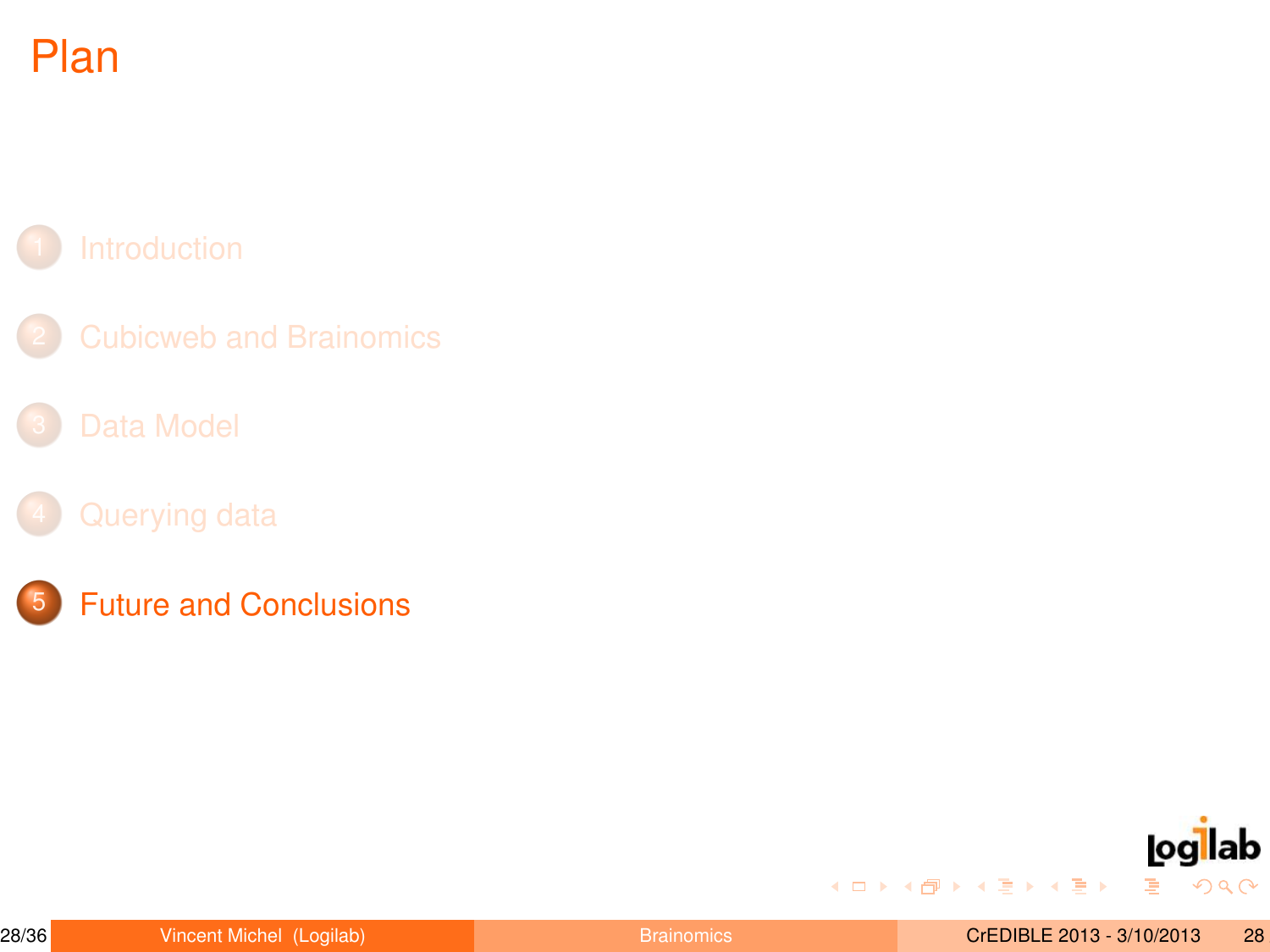# Plan

1. Introduction
2. Cubicweb and Brainomics
3. Data Model
4. Querying data
5. **Future and Conclusions**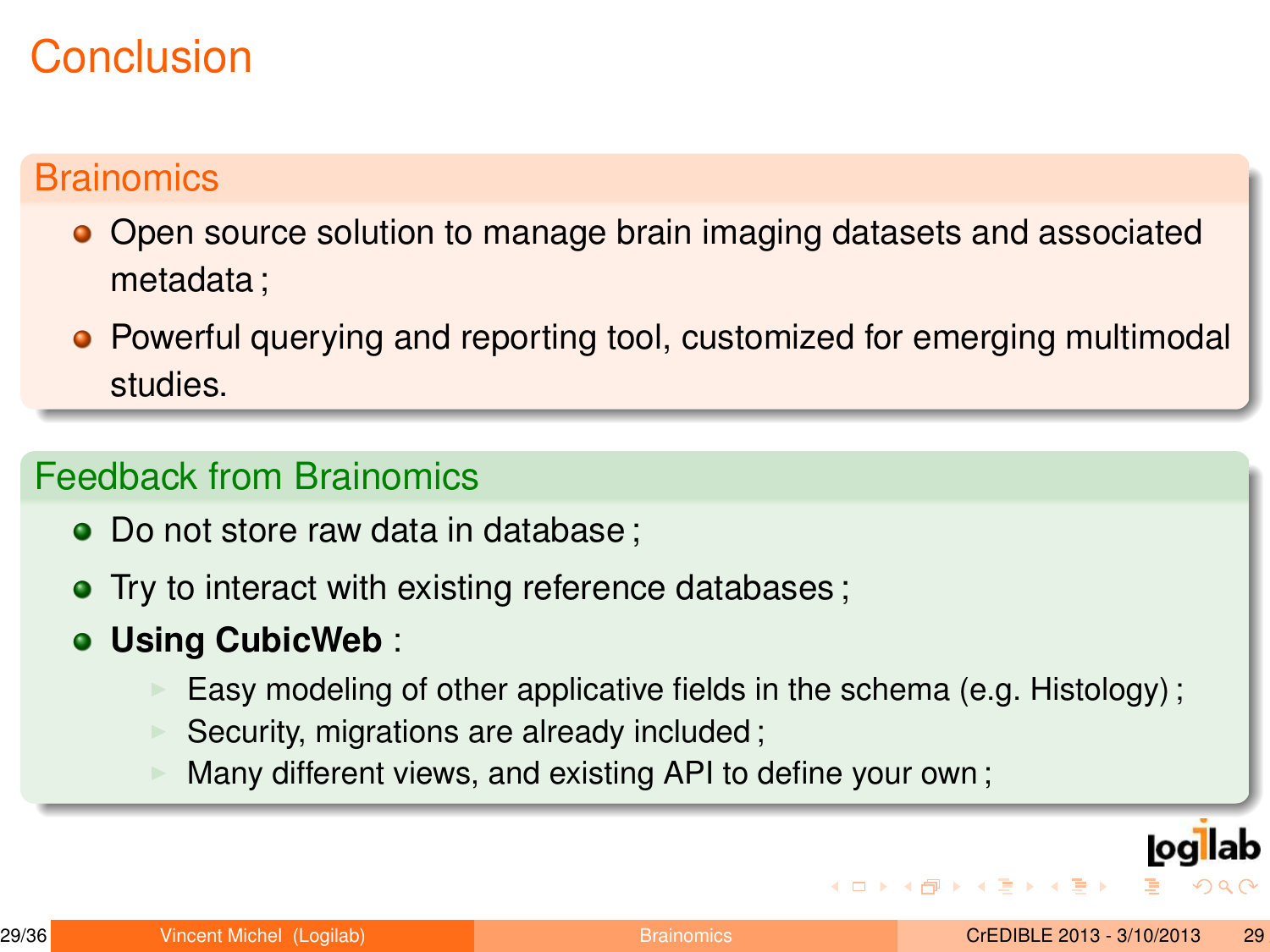# Conclusion

## Brainomics

- Open source solution to manage brain imaging datasets and associated metadata ;
- Powerful querying and reporting tool, customized for emerging multimodal studies.

## Feedback from Brainomics

- Do not store raw data in database ;
- Try to interact with existing reference databases ;
- **Using CubicWeb** :
  - Easy modeling of other applicative fields in the schema (e.g. Histology) ;
  - Security, migrations are already included ;
  - Many different views, and existing API to define your own ;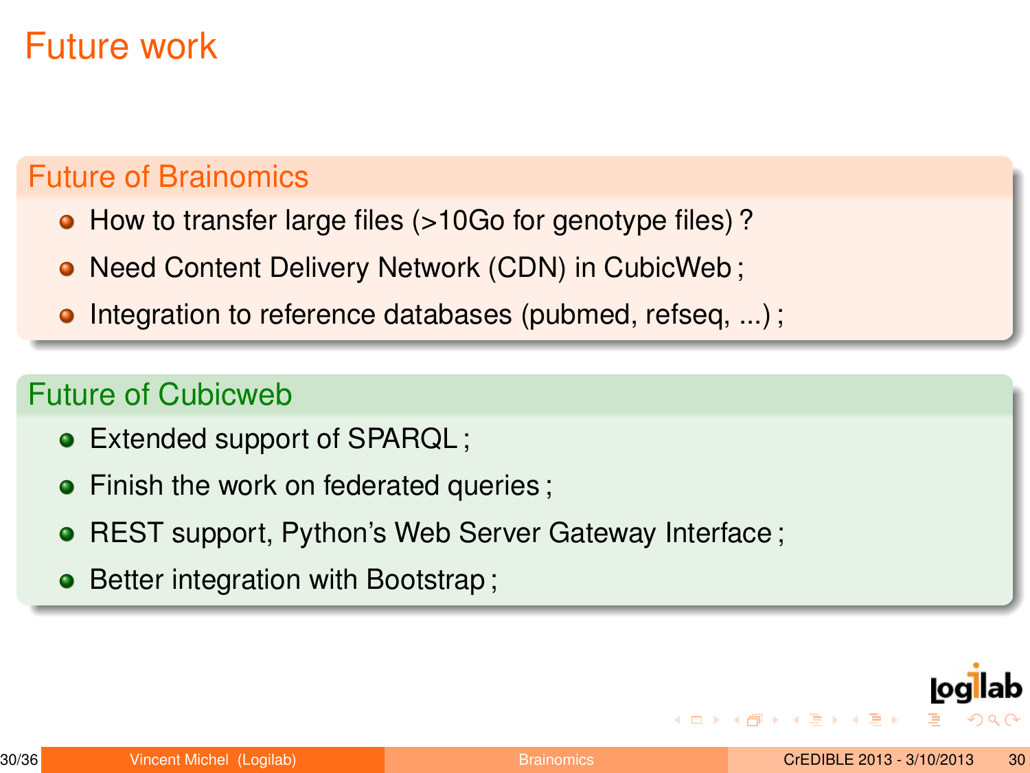# Future work

## Future of Brainomics

- How to transfer large files (>10Go for genotype files) ?
- Need Content Delivery Network (CDN) in CubicWeb ;
- Integration to reference databases (pubmed, refseq, ...) ;

## Future of Cubicweb

- Extended support of SPARQL ;
- Finish the work on federated queries ;
- REST support, Python's Web Server Gateway Interface ;
- Better integration with Bootstrap ;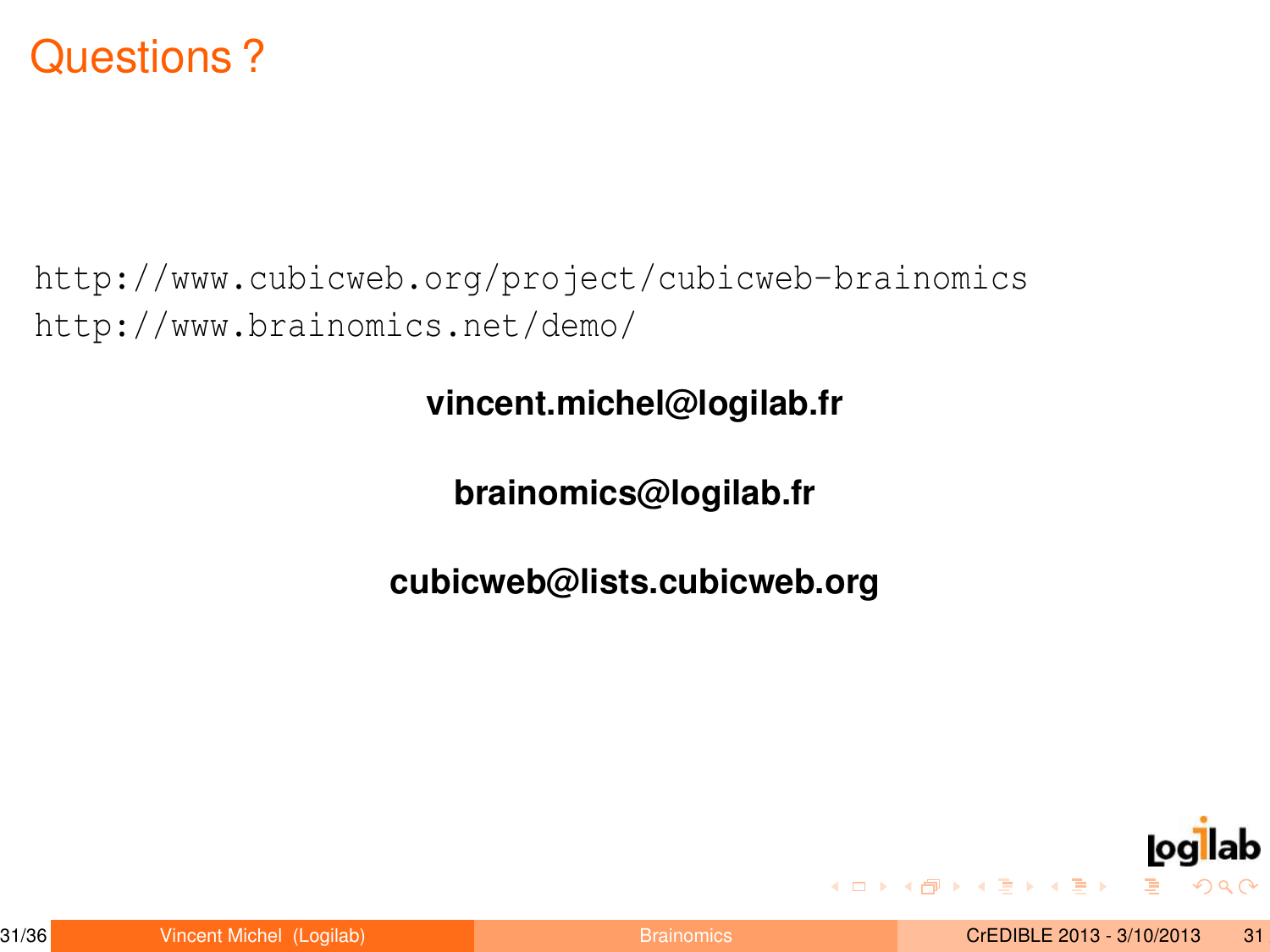# Questions ?

```
http://www.cubicweb.org/project/cubicweb-brainomics
http://www.brainomics.net/demo/
```

**vincent.michel@logilab.fr**

**brainomics@logilab.fr**

**cubicweb@lists.cubicweb.org**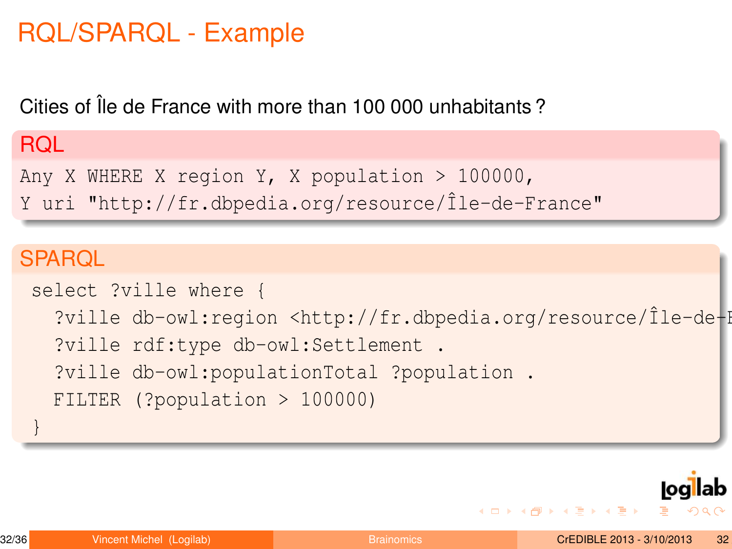# RQL/SPARQL - Example

Cities of Île de France with more than 100 000 unhabitants ?

**RQL**

```
Any X WHERE X region Y, X population > 100000,
Y uri "http://fr.dbpedia.org/resource/Île-de-France"
```

**SPARQL**

```
select ?ville where {
  ?ville db-owl:region <http://fr.dbpedia.org/resource/Île-de-F
  ?ville rdf:type db-owl:Settlement .
  ?ville db-owl:populationTotal ?population .
  FILTER (?population > 100000)
}
```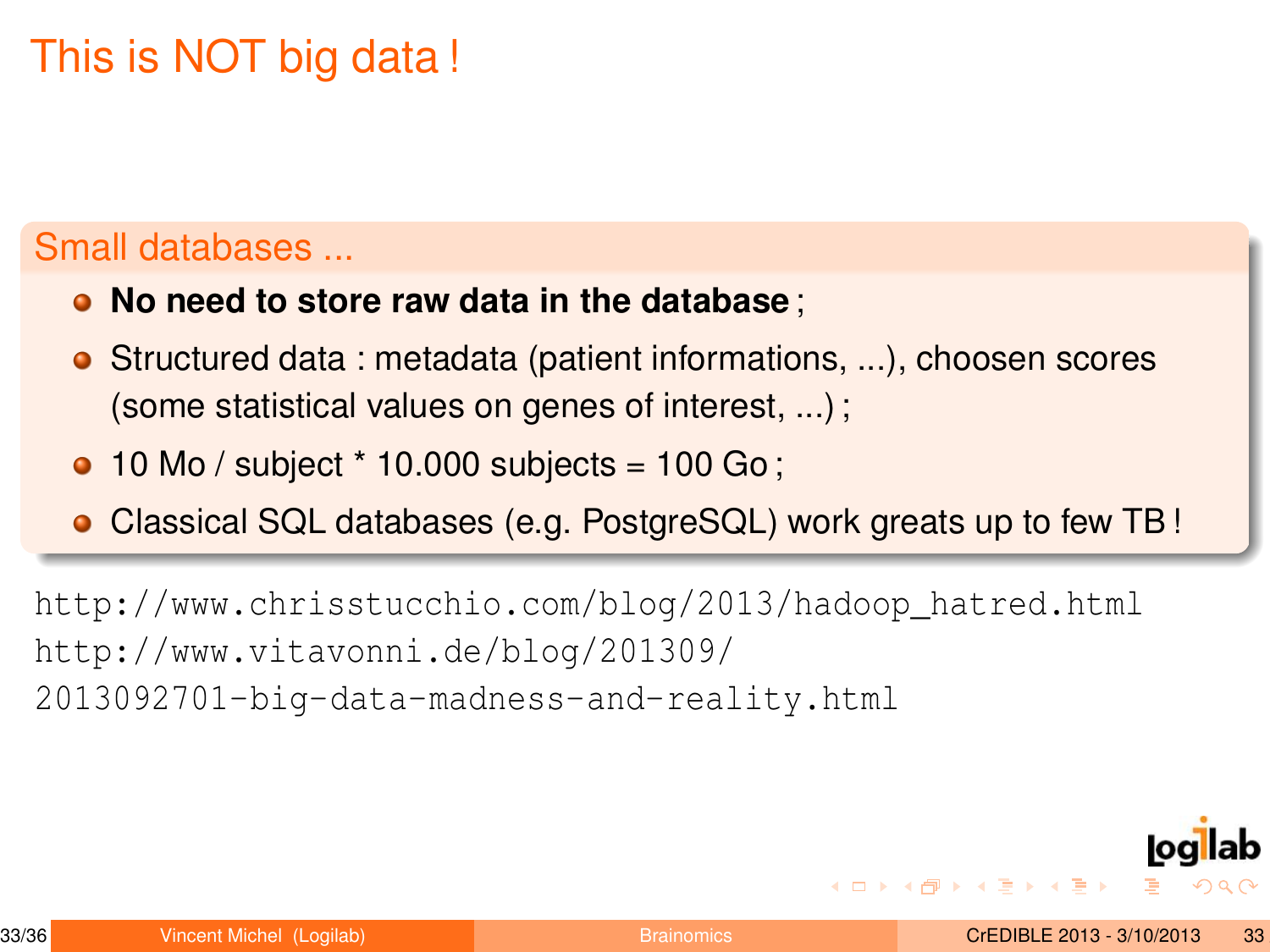# This is NOT big data !

## Small databases ...

- **No need to store raw data in the database** ;
- Structured data : metadata (patient informations, ...), choosen scores (some statistical values on genes of interest, ...) ;
- 10 Mo / subject * 10.000 subjects = 100 Go ;
- Classical SQL databases (e.g. PostgreSQL) work greats up to few TB !

http://www.chrisstucchio.com/blog/2013/hadoop_hatred.html
http://www.vitavonni.de/blog/201309/2013092701-big-data-madness-and-reality.html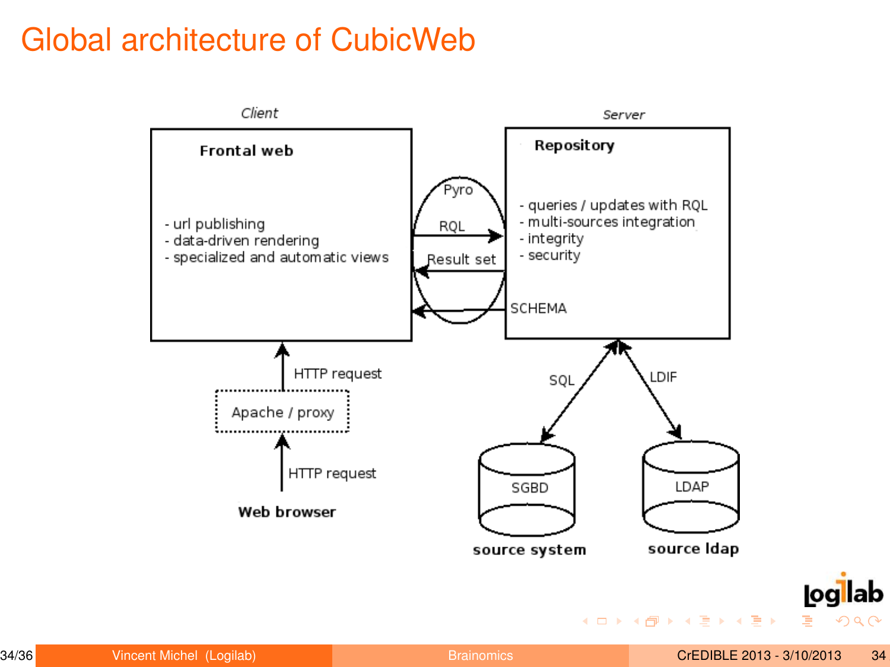# Global architecture of CubicWeb

*Client*

**Frontal web**

- url publishing
- data-driven rendering
- specialized and automatic views

Pyro

RQL

Result set

SCHEMA

*Server*

**Repository**

- queries / updates with RQL
- multi-sources integration
- integrity
- security

HTTP request

Apache / proxy

HTTP request

**Web browser**

SQL

LDIF

SGBD

**source system**

LDAP

**source ldap**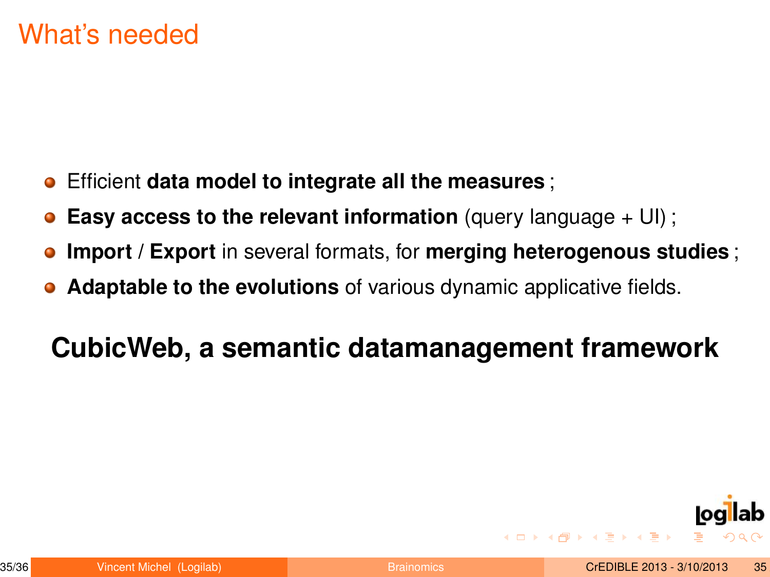# What's needed

- Efficient **data model to integrate all the measures** ;
- **Easy access to the relevant information** (query language + UI) ;
- **Import** / **Export** in several formats, for **merging heterogenous studies** ;
- **Adaptable to the evolutions** of various dynamic applicative fields.

**CubicWeb, a semantic datamanagement framework**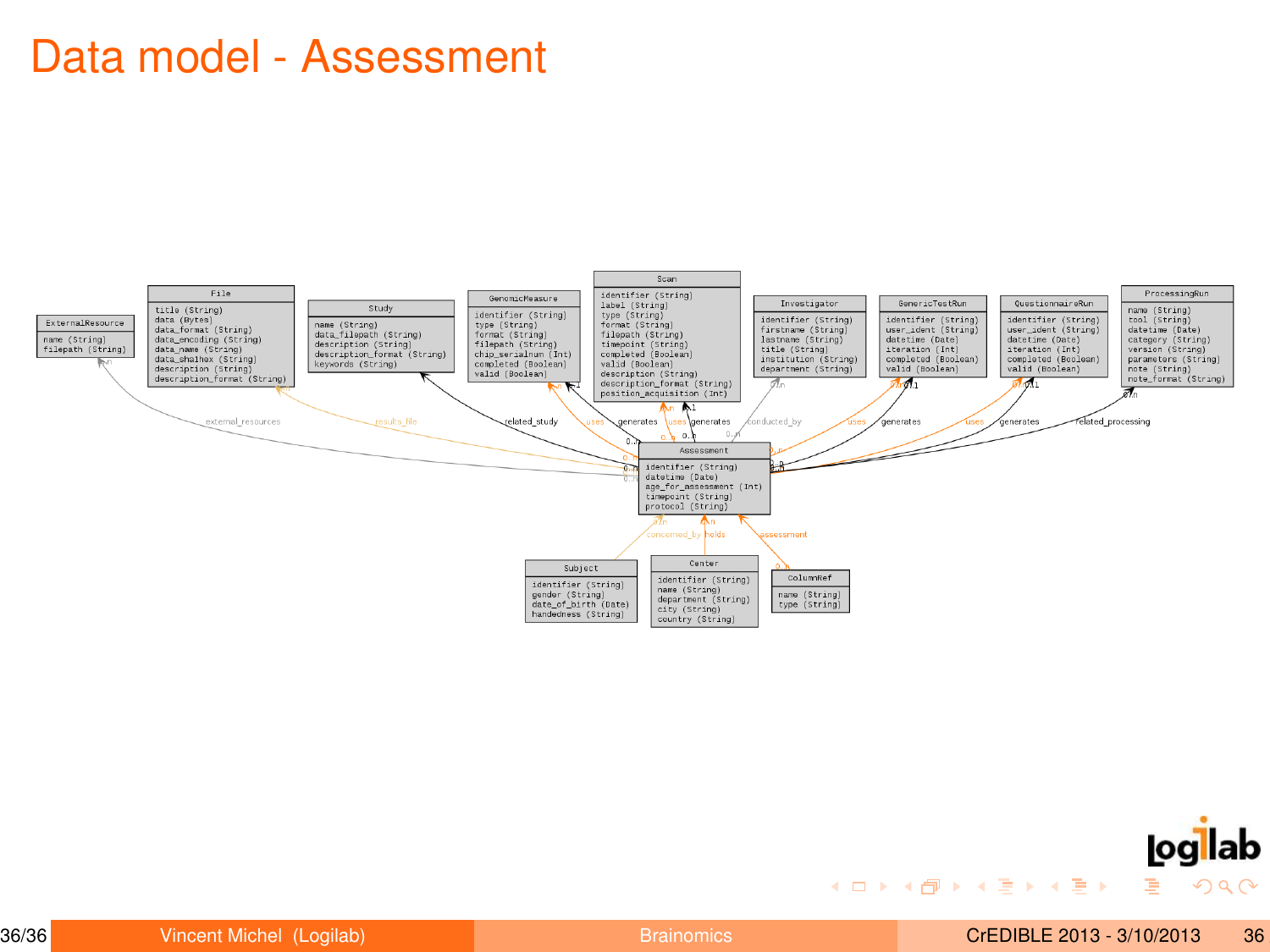# Data model - Assessment

ExternalResource
name (String)
filepath (String)

File
title (String)
data (Bytes)
data_format (String)
data_encoding (String)
data_name (String)
data_sha1hex (String)
description (String)
description_format (String)

Study
name (String)
data_filepath (String)
description (String)
description_format (String)
keywords (String)

GenomicMeasure
identifier (String)
type (String)
format (String)
filepath (String)
chip_serialnum (Int)
completed (Boolean)
valid (Boolean)

Scan
identifier (String)
label (String)
type (String)
format (String)
filepath (String)
timepoint (String)
completed (Boolean)
valid (Boolean)
description (String)
description_format (String)
position_acquisition (Int)

Investigator
identifier (String)
firstname (String)
lastname (String)
title (String)
institution (String)
department (String)

GenericTestRun
identifier (String)
user_ident (String)
datetime (Date)
iteration (Int)
completed (Boolean)
valid (Boolean)

QuestionnaireRun
identifier (String)
user_ident (String)
datetime (Date)
iteration (Int)
completed (Boolean)
valid (Boolean)

ProcessingRun
name (String)
tool (String)
datetime (Date)
category (String)
version (String)
parameters (String)
note (String)
note_format (String)

external_resources
results_file
related_study
uses
generates
uses
generates
conducted_by
uses
generates
uses
generates
related_processing

Assessment
identifier (String)
datetime (Date)
age_for_assessment (Int)
timepoint (String)
protocol (String)

concerned_by
holds
assessment

Subject
identifier (String)
gender (String)
date_of_birth (Date)
handedness (String)

Center
identifier (String)
name (String)
department (String)
city (String)
country (String)

ColumnRef
name (String)
type (String)